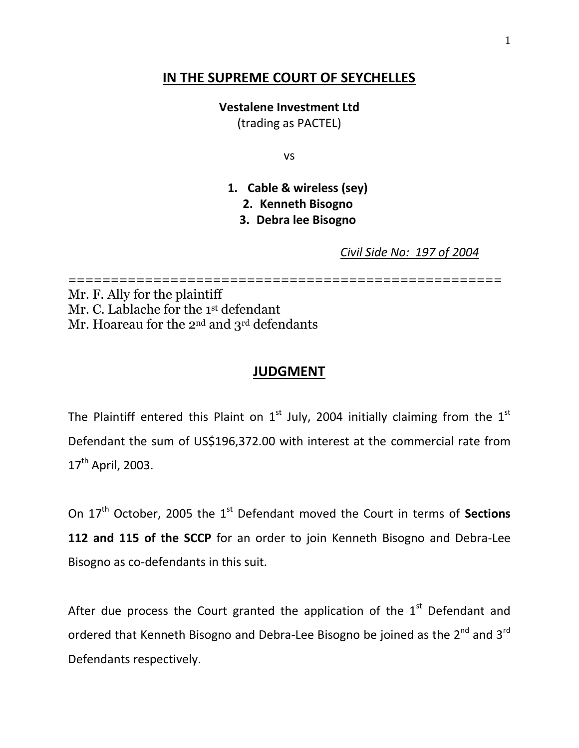# IN THE SUPREME COURT OF SEYCHELLES

**Vestalene Investment Ltd**
(trading as PACTEL)

vs

1. **Cable & wireless (sey)**
2. **Kenneth Bisogno**
3. **Debra lee Bisogno**

*Civil Side No: 197 of 2004*

=====================================================

Mr. F. Ally for the plaintiff
Mr. C. Lablache for the 1st defendant
Mr. Hoareau for the 2nd and 3rd defendants

## JUDGMENT

The Plaintiff entered this Plaint on 1st July, 2004 initially claiming from the 1st Defendant the sum of US$196,372.00 with interest at the commercial rate from 17th April, 2003.

On 17th October, 2005 the 1st Defendant moved the Court in terms of **Sections 112 and 115 of the SCCP** for an order to join Kenneth Bisogno and Debra-Lee Bisogno as co-defendants in this suit.

After due process the Court granted the application of the 1st Defendant and ordered that Kenneth Bisogno and Debra-Lee Bisogno be joined as the 2nd and 3rd Defendants respectively.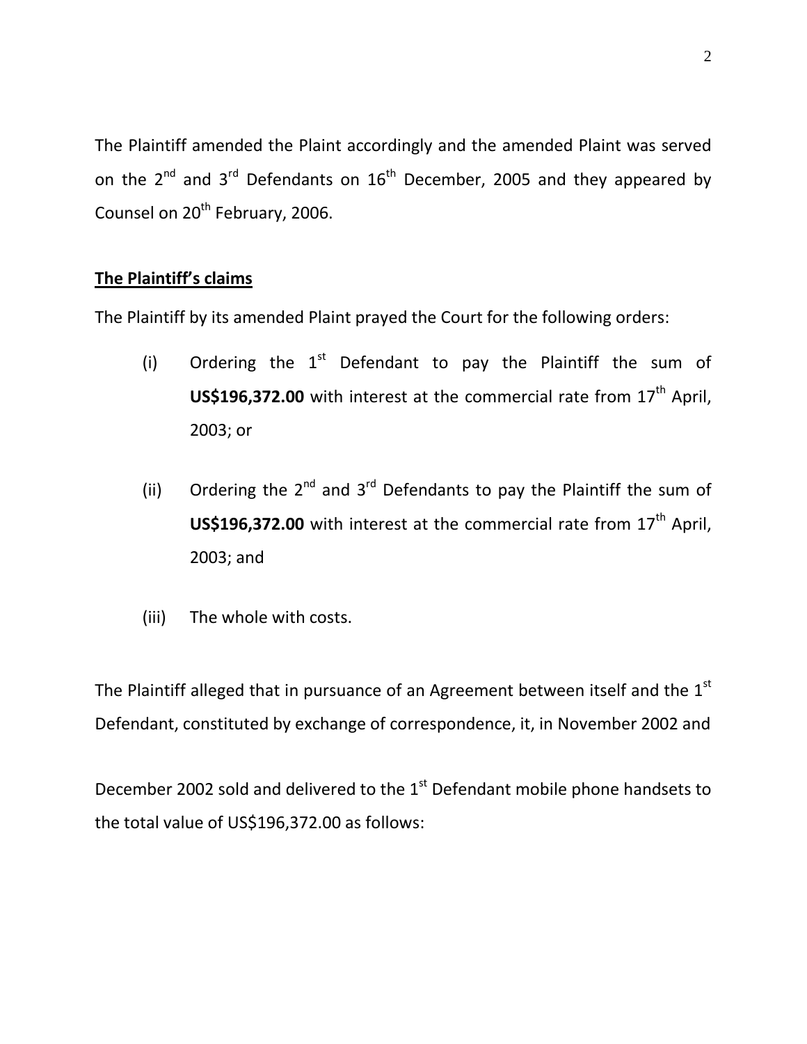The Plaintiff amended the Plaint accordingly and the amended Plaint was served on the 2nd and 3rd Defendants on 16th December, 2005 and they appeared by Counsel on 20th February, 2006.

**The Plaintiff's claims**

The Plaintiff by its amended Plaint prayed the Court for the following orders:

(i) Ordering the 1st Defendant to pay the Plaintiff the sum of **US$196,372.00** with interest at the commercial rate from 17th April, 2003; or

(ii) Ordering the 2nd and 3rd Defendants to pay the Plaintiff the sum of **US$196,372.00** with interest at the commercial rate from 17th April, 2003; and

(iii) The whole with costs.

The Plaintiff alleged that in pursuance of an Agreement between itself and the 1st Defendant, constituted by exchange of correspondence, it, in November 2002 and December 2002 sold and delivered to the 1st Defendant mobile phone handsets to the total value of US$196,372.00 as follows: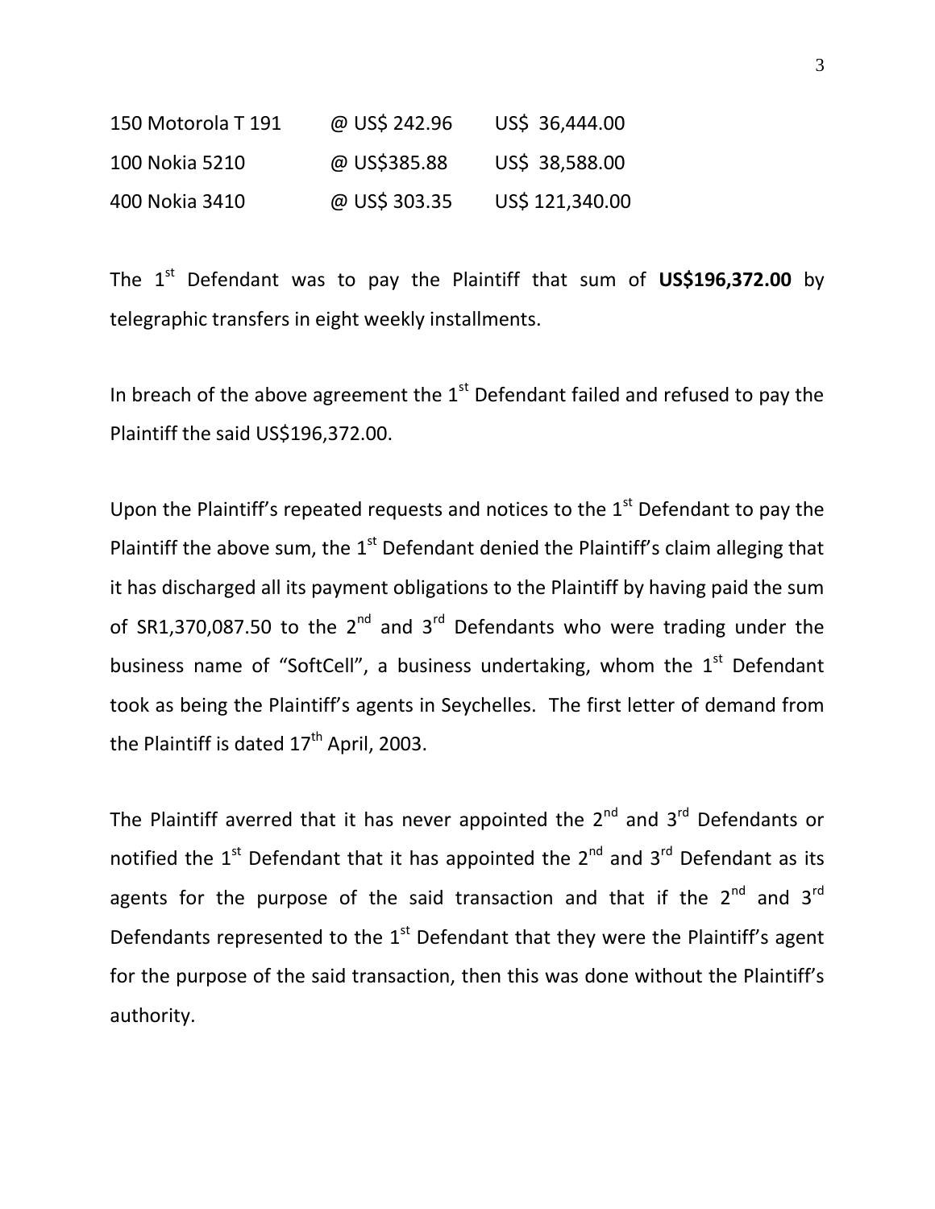| | | |
|---|---|---|
| 150 Motorola T 191 | @ US$ 242.96 | US$ 36,444.00 |
| 100 Nokia 5210 | @ US$385.88 | US$ 38,588.00 |
| 400 Nokia 3410 | @ US$ 303.35 | US$ 121,340.00 |

The 1st Defendant was to pay the Plaintiff that sum of **US$196,372.00** by telegraphic transfers in eight weekly installments.

In breach of the above agreement the 1st Defendant failed and refused to pay the Plaintiff the said US$196,372.00.

Upon the Plaintiff's repeated requests and notices to the 1st Defendant to pay the Plaintiff the above sum, the 1st Defendant denied the Plaintiff's claim alleging that it has discharged all its payment obligations to the Plaintiff by having paid the sum of SR1,370,087.50 to the 2nd and 3rd Defendants who were trading under the business name of "SoftCell", a business undertaking, whom the 1st Defendant took as being the Plaintiff's agents in Seychelles. The first letter of demand from the Plaintiff is dated 17th April, 2003.

The Plaintiff averred that it has never appointed the 2nd and 3rd Defendants or notified the 1st Defendant that it has appointed the 2nd and 3rd Defendant as its agents for the purpose of the said transaction and that if the 2nd and 3rd Defendants represented to the 1st Defendant that they were the Plaintiff's agent for the purpose of the said transaction, then this was done without the Plaintiff's authority.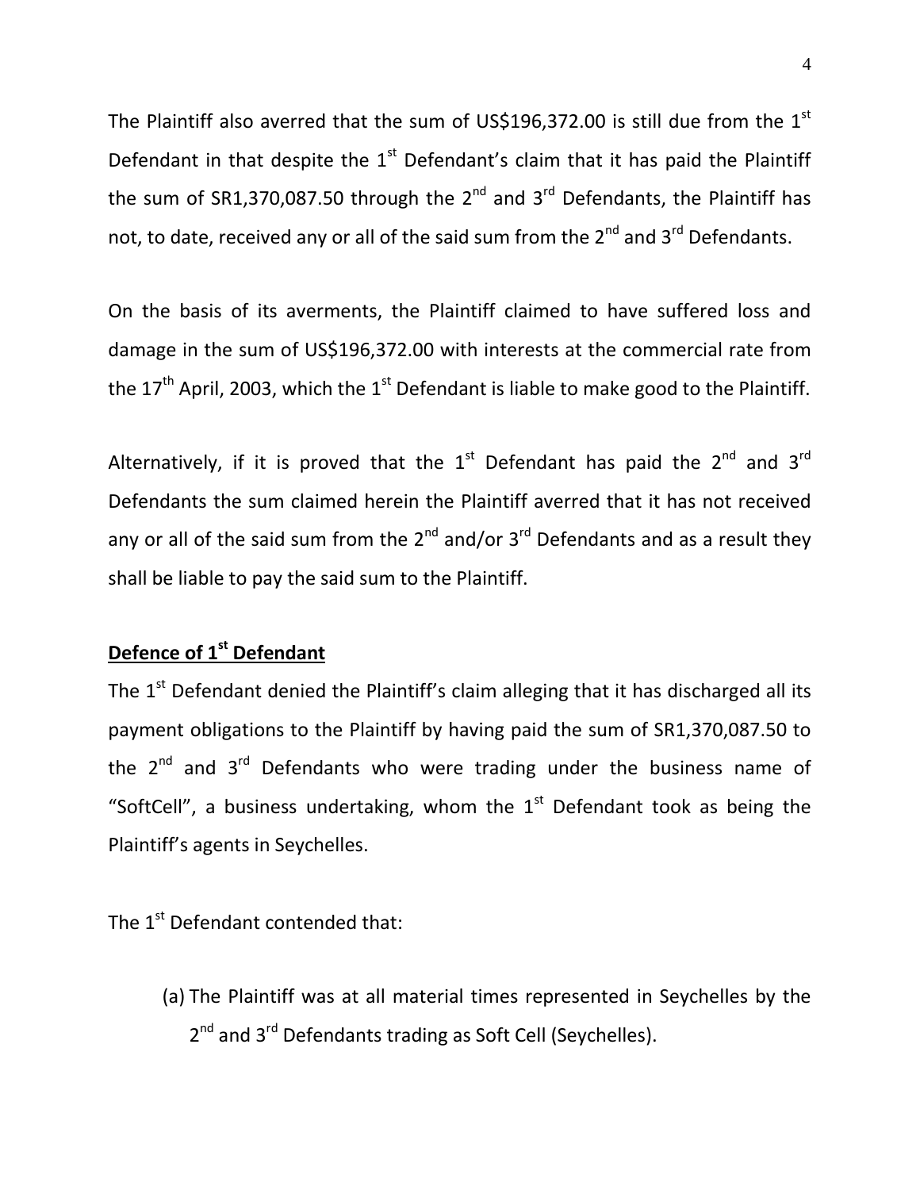The Plaintiff also averred that the sum of US$196,372.00 is still due from the 1st Defendant in that despite the 1st Defendant's claim that it has paid the Plaintiff the sum of SR1,370,087.50 through the 2nd and 3rd Defendants, the Plaintiff has not, to date, received any or all of the said sum from the 2nd and 3rd Defendants.

On the basis of its averments, the Plaintiff claimed to have suffered loss and damage in the sum of US$196,372.00 with interests at the commercial rate from the 17th April, 2003, which the 1st Defendant is liable to make good to the Plaintiff.

Alternatively, if it is proved that the 1st Defendant has paid the 2nd and 3rd Defendants the sum claimed herein the Plaintiff averred that it has not received any or all of the said sum from the 2nd and/or 3rd Defendants and as a result they shall be liable to pay the said sum to the Plaintiff.

**Defence of 1st Defendant**

The 1st Defendant denied the Plaintiff's claim alleging that it has discharged all its payment obligations to the Plaintiff by having paid the sum of SR1,370,087.50 to the 2nd and 3rd Defendants who were trading under the business name of "SoftCell", a business undertaking, whom the 1st Defendant took as being the Plaintiff's agents in Seychelles.

The 1st Defendant contended that:

(a) The Plaintiff was at all material times represented in Seychelles by the 2nd and 3rd Defendants trading as Soft Cell (Seychelles).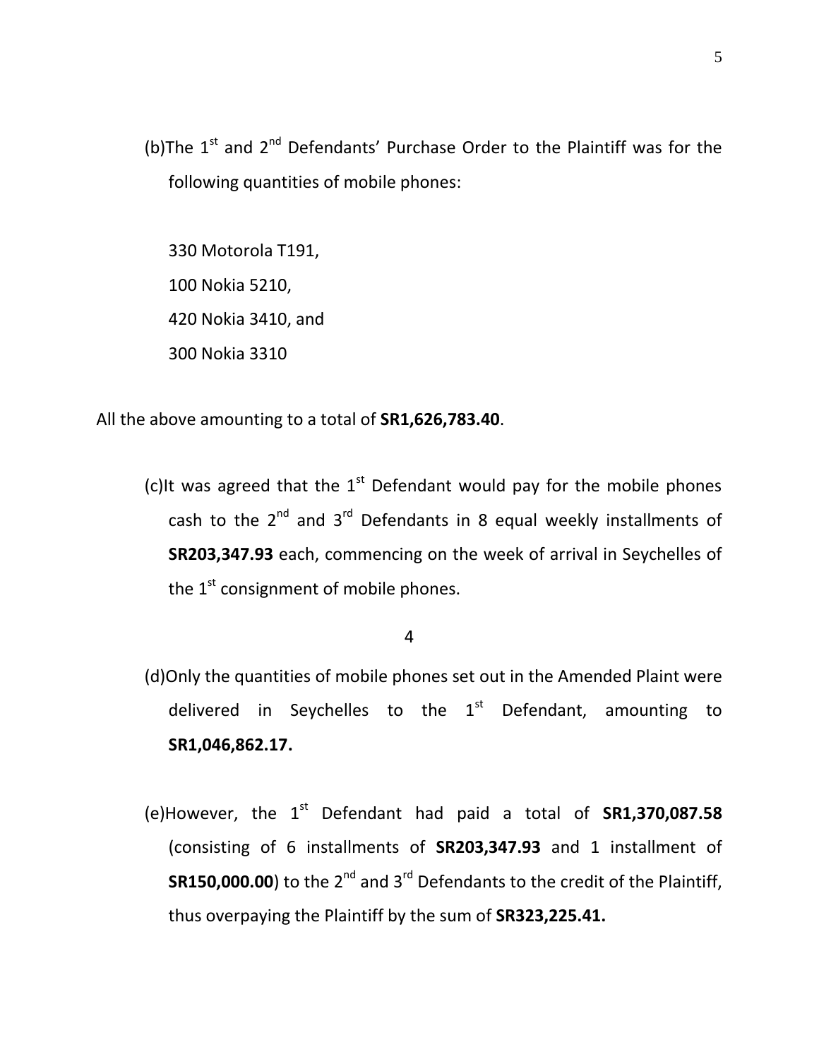(b)The 1st and 2nd Defendants' Purchase Order to the Plaintiff was for the following quantities of mobile phones:

330 Motorola T191,
100 Nokia 5210,
420 Nokia 3410, and
300 Nokia 3310

All the above amounting to a total of **SR1,626,783.40**.

(c)It was agreed that the 1st Defendant would pay for the mobile phones cash to the 2nd and 3rd Defendants in 8 equal weekly installments of **SR203,347.93** each, commencing on the week of arrival in Seychelles of the 1st consignment of mobile phones.

4

(d)Only the quantities of mobile phones set out in the Amended Plaint were delivered in Seychelles to the 1st Defendant, amounting to **SR1,046,862.17.**

(e)However, the 1st Defendant had paid a total of **SR1,370,087.58** (consisting of 6 installments of **SR203,347.93** and 1 installment of **SR150,000.00**) to the 2nd and 3rd Defendants to the credit of the Plaintiff, thus overpaying the Plaintiff by the sum of **SR323,225.41.**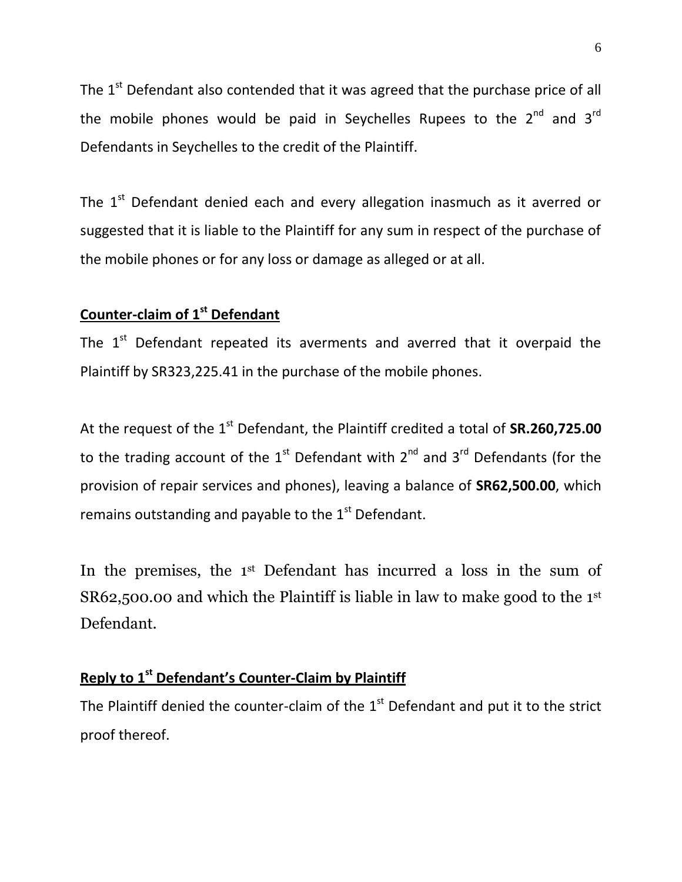The 1st Defendant also contended that it was agreed that the purchase price of all the mobile phones would be paid in Seychelles Rupees to the 2nd and 3rd Defendants in Seychelles to the credit of the Plaintiff.

The 1st Defendant denied each and every allegation inasmuch as it averred or suggested that it is liable to the Plaintiff for any sum in respect of the purchase of the mobile phones or for any loss or damage as alleged or at all.

**Counter-claim of 1st Defendant**

The 1st Defendant repeated its averments and averred that it overpaid the Plaintiff by SR323,225.41 in the purchase of the mobile phones.

At the request of the 1st Defendant, the Plaintiff credited a total of **SR.260,725.00** to the trading account of the 1st Defendant with 2nd and 3rd Defendants (for the provision of repair services and phones), leaving a balance of **SR62,500.00**, which remains outstanding and payable to the 1st Defendant.

In the premises, the 1st Defendant has incurred a loss in the sum of SR62,500.00 and which the Plaintiff is liable in law to make good to the 1st Defendant.

**Reply to 1st Defendant's Counter-Claim by Plaintiff**

The Plaintiff denied the counter-claim of the 1st Defendant and put it to the strict proof thereof.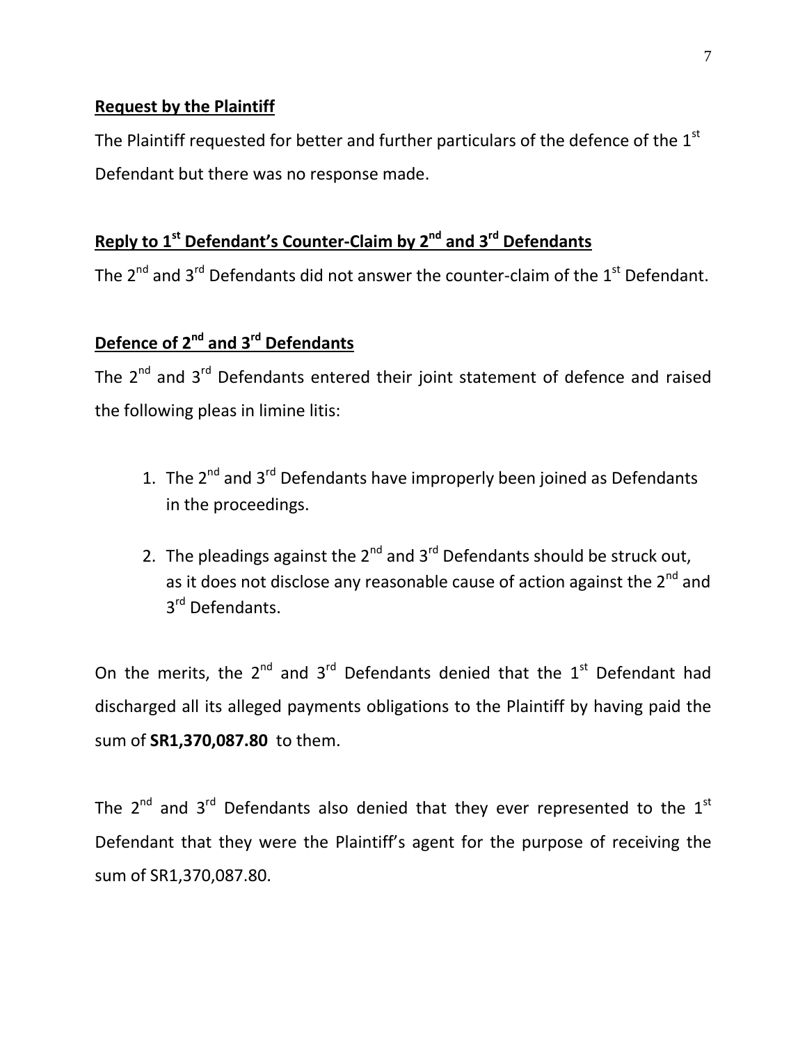**Request by the Plaintiff**

The Plaintiff requested for better and further particulars of the defence of the 1st Defendant but there was no response made.

**Reply to 1st Defendant's Counter-Claim by 2nd and 3rd Defendants**

The 2nd and 3rd Defendants did not answer the counter-claim of the 1st Defendant.

**Defence of 2nd and 3rd Defendants**

The 2nd and 3rd Defendants entered their joint statement of defence and raised the following pleas in limine litis:

1. The 2nd and 3rd Defendants have improperly been joined as Defendants in the proceedings.

2. The pleadings against the 2nd and 3rd Defendants should be struck out, as it does not disclose any reasonable cause of action against the 2nd and 3rd Defendants.

On the merits, the 2nd and 3rd Defendants denied that the 1st Defendant had discharged all its alleged payments obligations to the Plaintiff by having paid the sum of **SR1,370,087.80** to them.

The 2nd and 3rd Defendants also denied that they ever represented to the 1st Defendant that they were the Plaintiff's agent for the purpose of receiving the sum of SR1,370,087.80.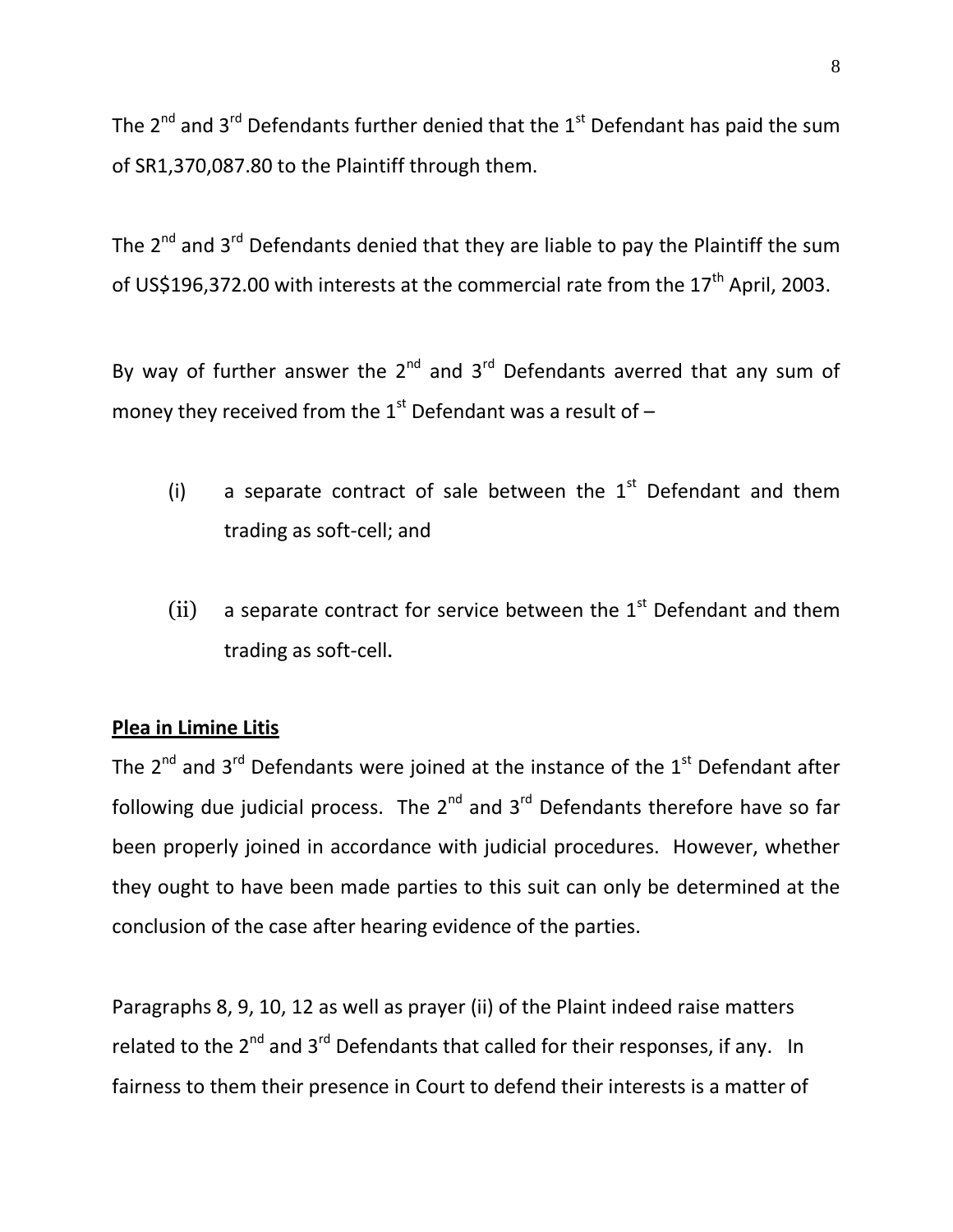The 2nd and 3rd Defendants further denied that the 1st Defendant has paid the sum of SR1,370,087.80 to the Plaintiff through them.

The 2nd and 3rd Defendants denied that they are liable to pay the Plaintiff the sum of US$196,372.00 with interests at the commercial rate from the 17th April, 2003.

By way of further answer the 2nd and 3rd Defendants averred that any sum of money they received from the 1st Defendant was a result of –

(i) a separate contract of sale between the 1st Defendant and them trading as soft-cell; and

(ii) a separate contract for service between the 1st Defendant and them trading as soft-cell.

**Plea in Limine Litis**

The 2nd and 3rd Defendants were joined at the instance of the 1st Defendant after following due judicial process. The 2nd and 3rd Defendants therefore have so far been properly joined in accordance with judicial procedures. However, whether they ought to have been made parties to this suit can only be determined at the conclusion of the case after hearing evidence of the parties.

Paragraphs 8, 9, 10, 12 as well as prayer (ii) of the Plaint indeed raise matters related to the 2nd and 3rd Defendants that called for their responses, if any. In fairness to them their presence in Court to defend their interests is a matter of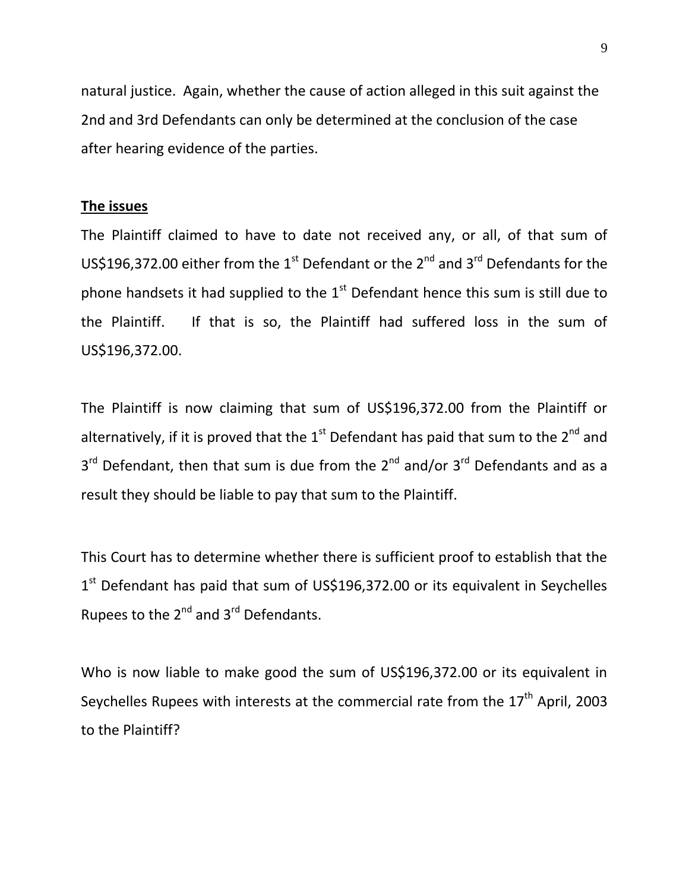natural justice. Again, whether the cause of action alleged in this suit against the 2nd and 3rd Defendants can only be determined at the conclusion of the case after hearing evidence of the parties.

**The issues**

The Plaintiff claimed to have to date not received any, or all, of that sum of US$196,372.00 either from the 1st Defendant or the 2nd and 3rd Defendants for the phone handsets it had supplied to the 1st Defendant hence this sum is still due to the Plaintiff. If that is so, the Plaintiff had suffered loss in the sum of US$196,372.00.

The Plaintiff is now claiming that sum of US$196,372.00 from the Plaintiff or alternatively, if it is proved that the 1st Defendant has paid that sum to the 2nd and 3rd Defendant, then that sum is due from the 2nd and/or 3rd Defendants and as a result they should be liable to pay that sum to the Plaintiff.

This Court has to determine whether there is sufficient proof to establish that the 1st Defendant has paid that sum of US$196,372.00 or its equivalent in Seychelles Rupees to the 2nd and 3rd Defendants.

Who is now liable to make good the sum of US$196,372.00 or its equivalent in Seychelles Rupees with interests at the commercial rate from the 17th April, 2003 to the Plaintiff?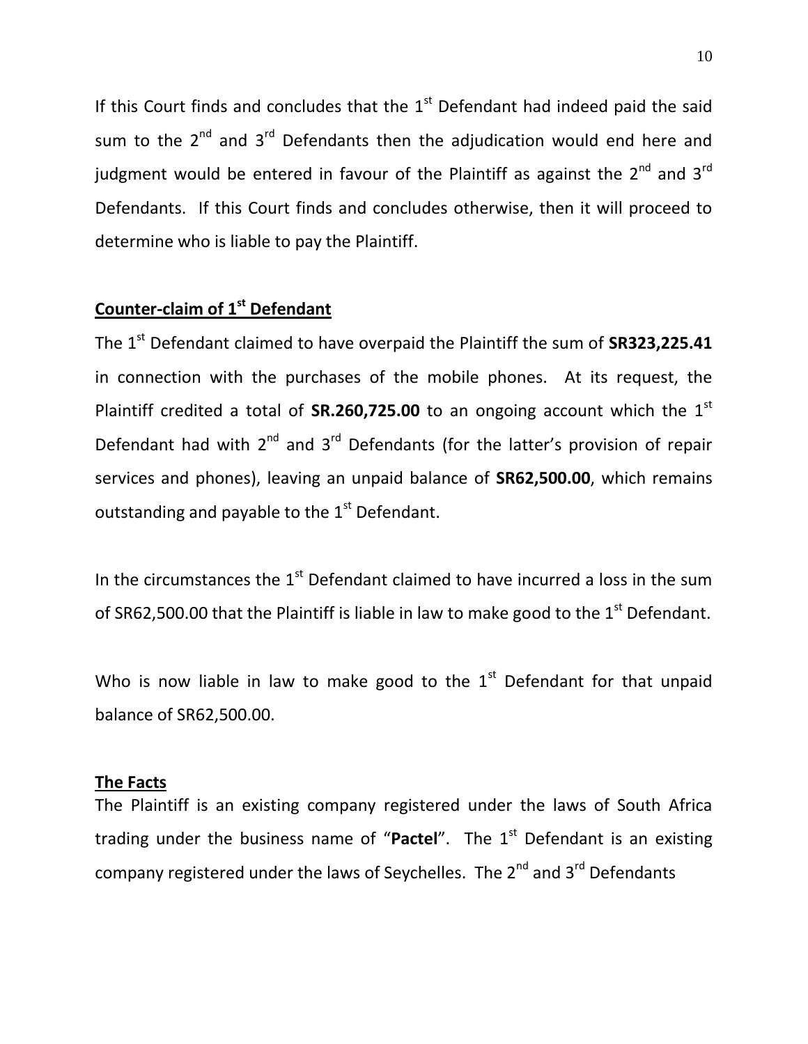If this Court finds and concludes that the 1st Defendant had indeed paid the said sum to the 2nd and 3rd Defendants then the adjudication would end here and judgment would be entered in favour of the Plaintiff as against the 2nd and 3rd Defendants. If this Court finds and concludes otherwise, then it will proceed to determine who is liable to pay the Plaintiff.

**Counter-claim of 1st Defendant**

The 1st Defendant claimed to have overpaid the Plaintiff the sum of **SR323,225.41** in connection with the purchases of the mobile phones. At its request, the Plaintiff credited a total of **SR.260,725.00** to an ongoing account which the 1st Defendant had with 2nd and 3rd Defendants (for the latter's provision of repair services and phones), leaving an unpaid balance of **SR62,500.00**, which remains outstanding and payable to the 1st Defendant.

In the circumstances the 1st Defendant claimed to have incurred a loss in the sum of SR62,500.00 that the Plaintiff is liable in law to make good to the 1st Defendant.

Who is now liable in law to make good to the 1st Defendant for that unpaid balance of SR62,500.00.

**The Facts**

The Plaintiff is an existing company registered under the laws of South Africa trading under the business name of "**Pactel**". The 1st Defendant is an existing company registered under the laws of Seychelles. The 2nd and 3rd Defendants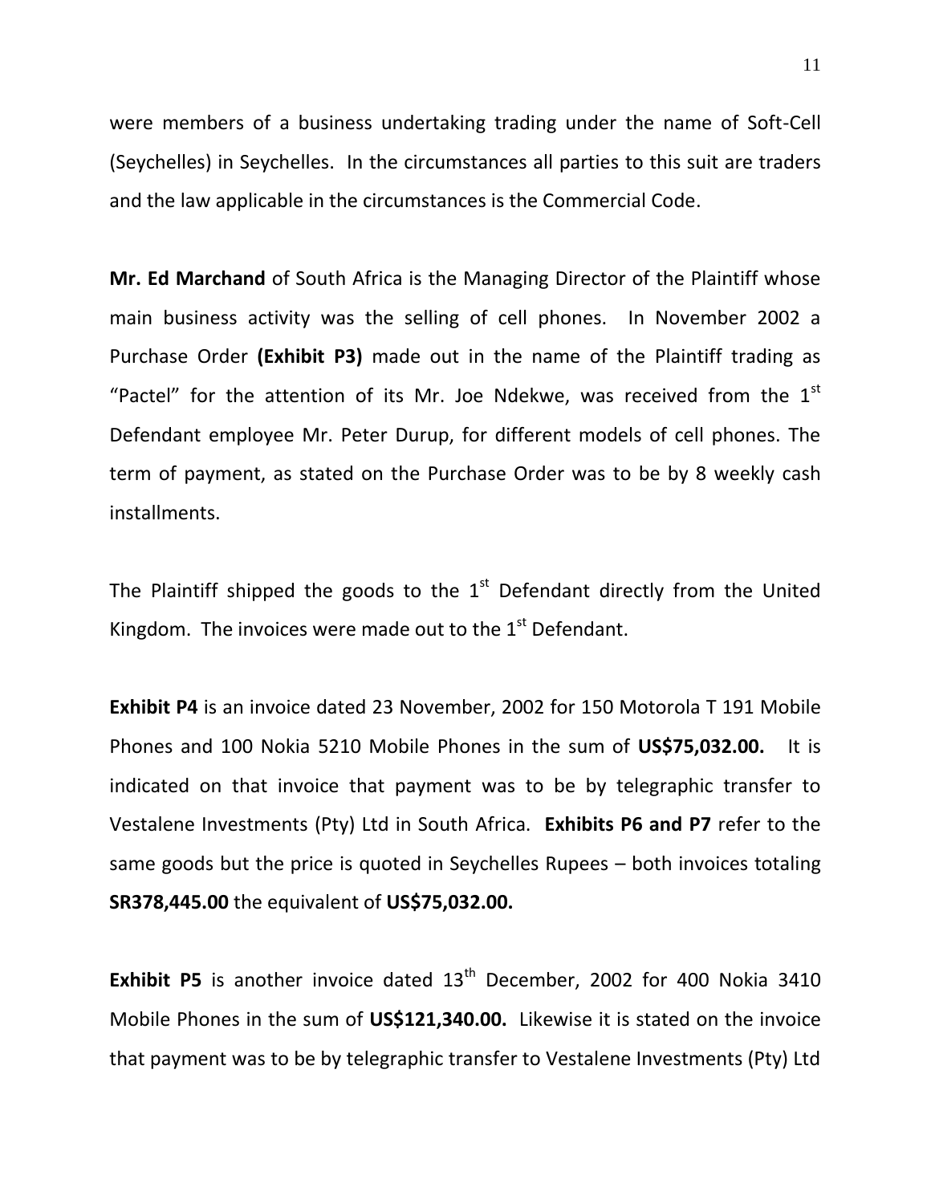were members of a business undertaking trading under the name of Soft-Cell (Seychelles) in Seychelles. In the circumstances all parties to this suit are traders and the law applicable in the circumstances is the Commercial Code.

**Mr. Ed Marchand** of South Africa is the Managing Director of the Plaintiff whose main business activity was the selling of cell phones. In November 2002 a Purchase Order **(Exhibit P3)** made out in the name of the Plaintiff trading as "Pactel" for the attention of its Mr. Joe Ndekwe, was received from the 1st Defendant employee Mr. Peter Durup, for different models of cell phones. The term of payment, as stated on the Purchase Order was to be by 8 weekly cash installments.

The Plaintiff shipped the goods to the 1st Defendant directly from the United Kingdom. The invoices were made out to the 1st Defendant.

**Exhibit P4** is an invoice dated 23 November, 2002 for 150 Motorola T 191 Mobile Phones and 100 Nokia 5210 Mobile Phones in the sum of **US$75,032.00.** It is indicated on that invoice that payment was to be by telegraphic transfer to Vestalene Investments (Pty) Ltd in South Africa. **Exhibits P6 and P7** refer to the same goods but the price is quoted in Seychelles Rupees – both invoices totaling **SR378,445.00** the equivalent of **US$75,032.00.**

**Exhibit P5** is another invoice dated 13th December, 2002 for 400 Nokia 3410 Mobile Phones in the sum of **US$121,340.00.** Likewise it is stated on the invoice that payment was to be by telegraphic transfer to Vestalene Investments (Pty) Ltd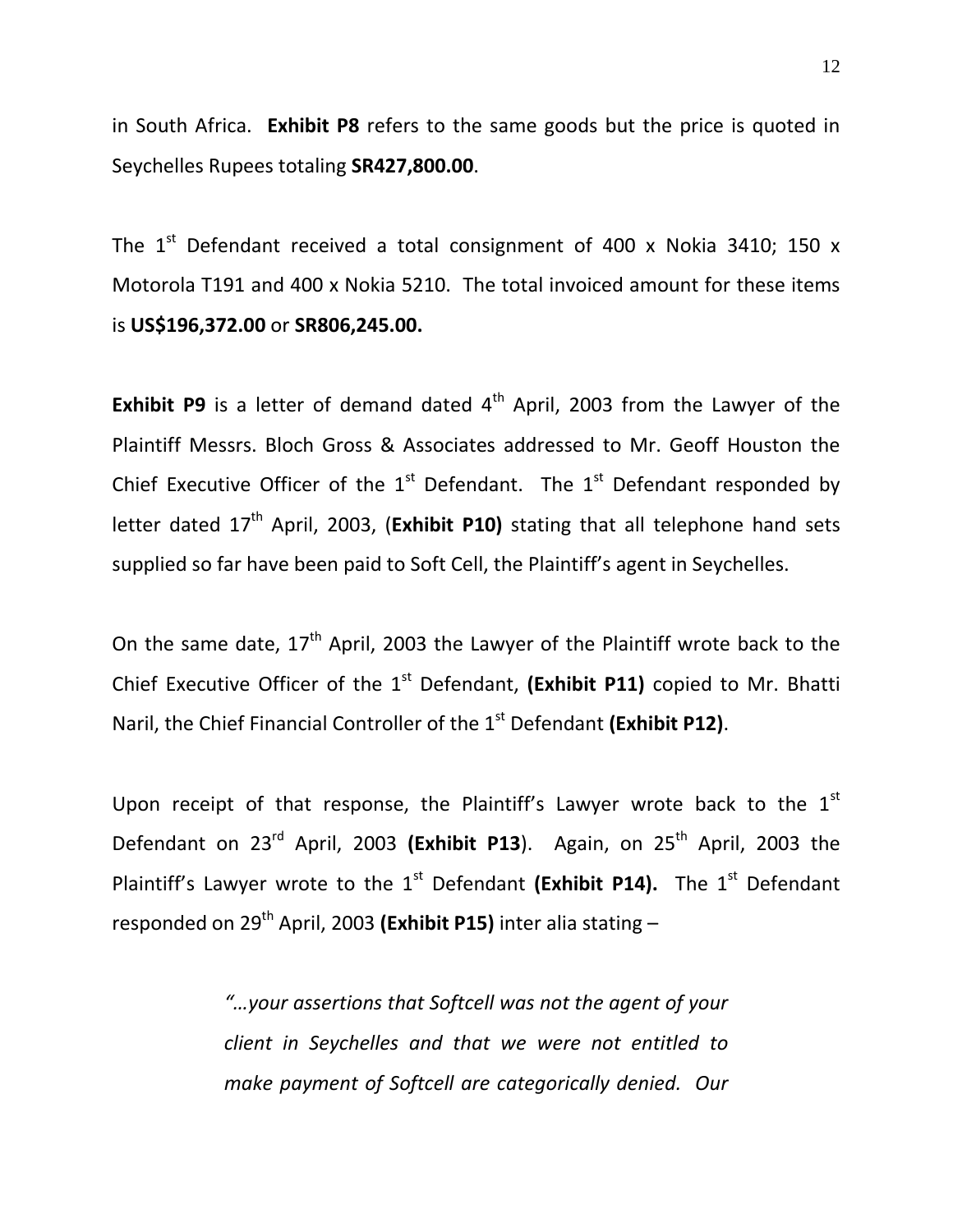in South Africa. **Exhibit P8** refers to the same goods but the price is quoted in Seychelles Rupees totaling **SR427,800.00**.

The 1st Defendant received a total consignment of 400 x Nokia 3410; 150 x Motorola T191 and 400 x Nokia 5210. The total invoiced amount for these items is **US$196,372.00** or **SR806,245.00.**

**Exhibit P9** is a letter of demand dated 4th April, 2003 from the Lawyer of the Plaintiff Messrs. Bloch Gross & Associates addressed to Mr. Geoff Houston the Chief Executive Officer of the 1st Defendant. The 1st Defendant responded by letter dated 17th April, 2003, (**Exhibit P10)** stating that all telephone hand sets supplied so far have been paid to Soft Cell, the Plaintiff's agent in Seychelles.

On the same date, 17th April, 2003 the Lawyer of the Plaintiff wrote back to the Chief Executive Officer of the 1st Defendant, **(Exhibit P11)** copied to Mr. Bhatti Naril, the Chief Financial Controller of the 1st Defendant **(Exhibit P12)**.

Upon receipt of that response, the Plaintiff's Lawyer wrote back to the 1st Defendant on 23rd April, 2003 **(Exhibit P13**). Again, on 25th April, 2003 the Plaintiff's Lawyer wrote to the 1st Defendant **(Exhibit P14).** The 1st Defendant responded on 29th April, 2003 **(Exhibit P15)** inter alia stating –

> *"…your assertions that Softcell was not the agent of your client in Seychelles and that we were not entitled to make payment of Softcell are categorically denied. Our*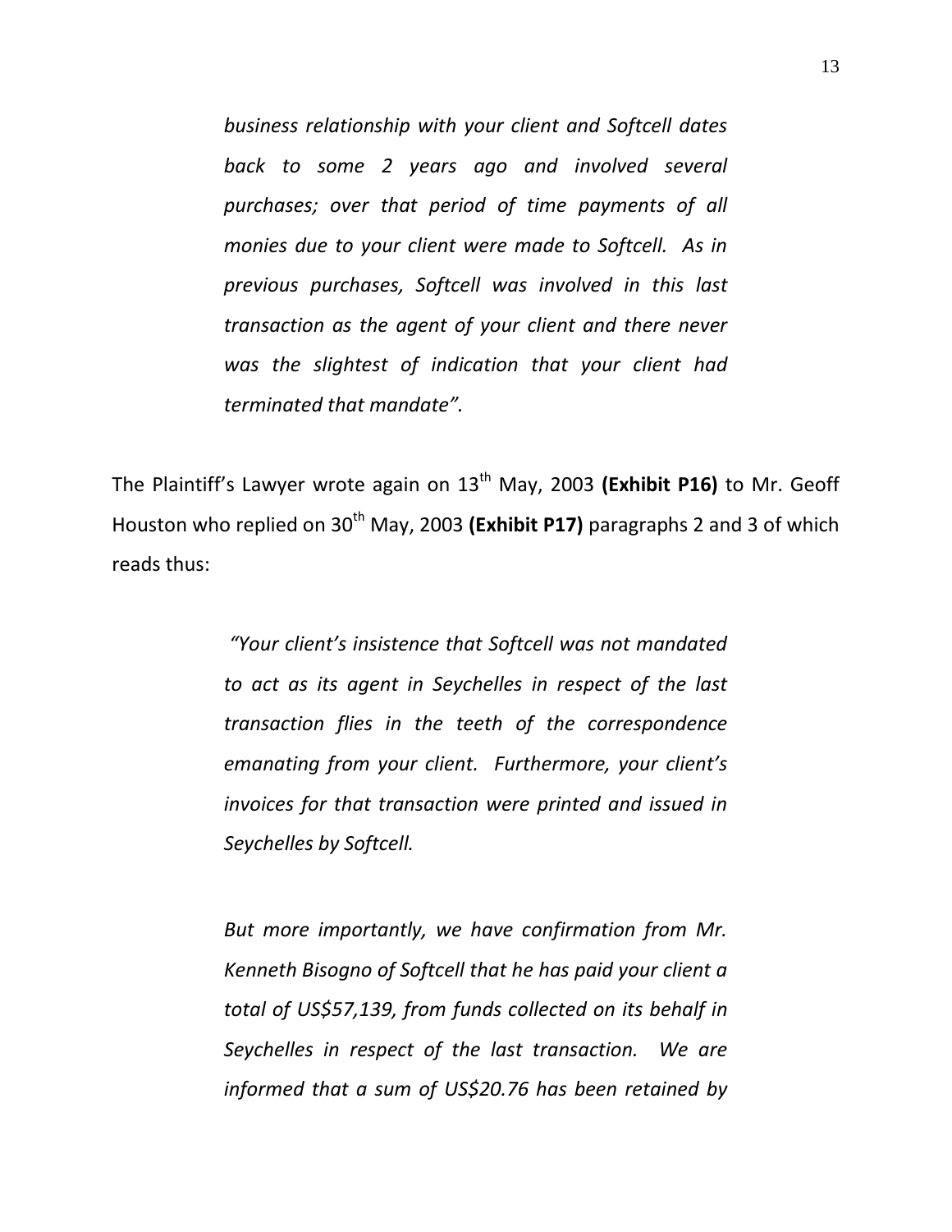> *business relationship with your client and Softcell dates back to some 2 years ago and involved several purchases; over that period of time payments of all monies due to your client were made to Softcell. As in previous purchases, Softcell was involved in this last transaction as the agent of your client and there never was the slightest of indication that your client had terminated that mandate".*

The Plaintiff's Lawyer wrote again on 13th May, 2003 **(Exhibit P16)** to Mr. Geoff Houston who replied on 30th May, 2003 **(Exhibit P17)** paragraphs 2 and 3 of which reads thus:

> *"Your client's insistence that Softcell was not mandated to act as its agent in Seychelles in respect of the last transaction flies in the teeth of the correspondence emanating from your client. Furthermore, your client's invoices for that transaction were printed and issued in Seychelles by Softcell.*
>
> *But more importantly, we have confirmation from Mr. Kenneth Bisogno of Softcell that he has paid your client a total of US$57,139, from funds collected on its behalf in Seychelles in respect of the last transaction. We are informed that a sum of US$20.76 has been retained by*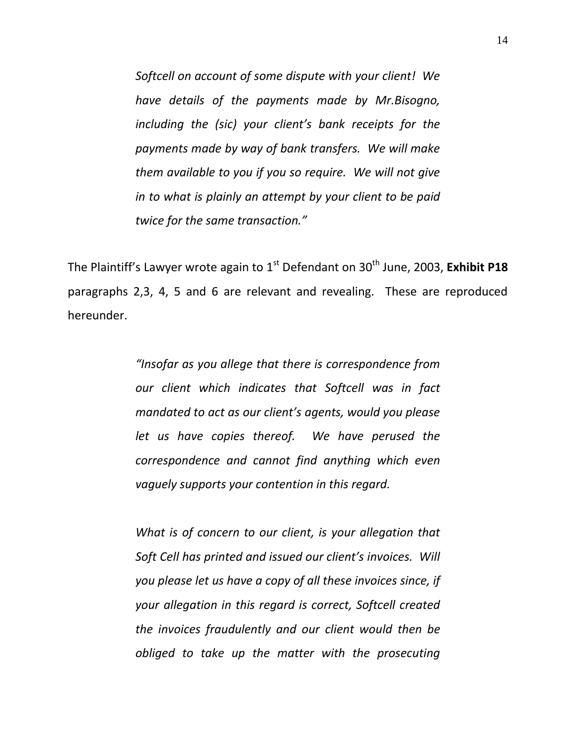> *Softcell on account of some dispute with your client! We have details of the payments made by Mr.Bisogno, including the (sic) your client's bank receipts for the payments made by way of bank transfers. We will make them available to you if you so require. We will not give in to what is plainly an attempt by your client to be paid twice for the same transaction."*

The Plaintiff's Lawyer wrote again to 1st Defendant on 30th June, 2003, **Exhibit P18** paragraphs 2,3, 4, 5 and 6 are relevant and revealing. These are reproduced hereunder.

> *"Insofar as you allege that there is correspondence from our client which indicates that Softcell was in fact mandated to act as our client's agents, would you please let us have copies thereof. We have perused the correspondence and cannot find anything which even vaguely supports your contention in this regard.*
>
> *What is of concern to our client, is your allegation that Soft Cell has printed and issued our client's invoices. Will you please let us have a copy of all these invoices since, if your allegation in this regard is correct, Softcell created the invoices fraudulently and our client would then be obliged to take up the matter with the prosecuting*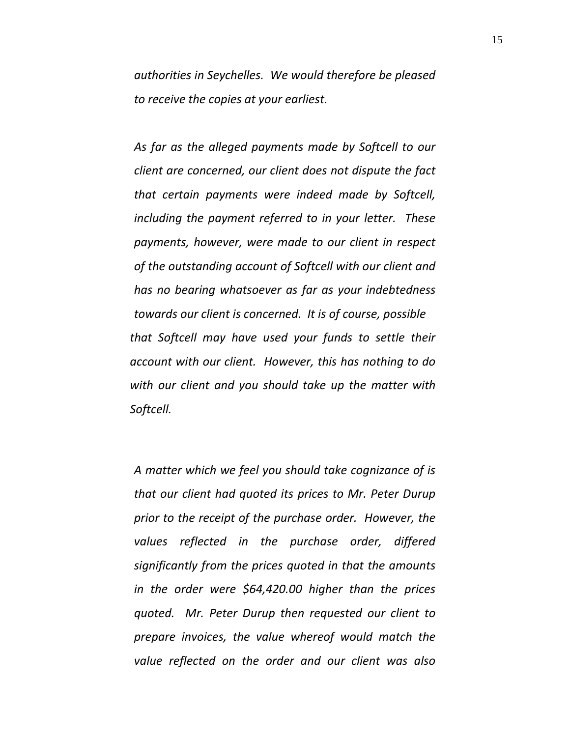*authorities in Seychelles. We would therefore be pleased to receive the copies at your earliest.*

*As far as the alleged payments made by Softcell to our client are concerned, our client does not dispute the fact that certain payments were indeed made by Softcell, including the payment referred to in your letter. These payments, however, were made to our client in respect of the outstanding account of Softcell with our client and has no bearing whatsoever as far as your indebtedness towards our client is concerned. It is of course, possible that Softcell may have used your funds to settle their account with our client. However, this has nothing to do with our client and you should take up the matter with Softcell.*

*A matter which we feel you should take cognizance of is that our client had quoted its prices to Mr. Peter Durup prior to the receipt of the purchase order. However, the values reflected in the purchase order, differed significantly from the prices quoted in that the amounts in the order were $64,420.00 higher than the prices quoted. Mr. Peter Durup then requested our client to prepare invoices, the value whereof would match the value reflected on the order and our client was also*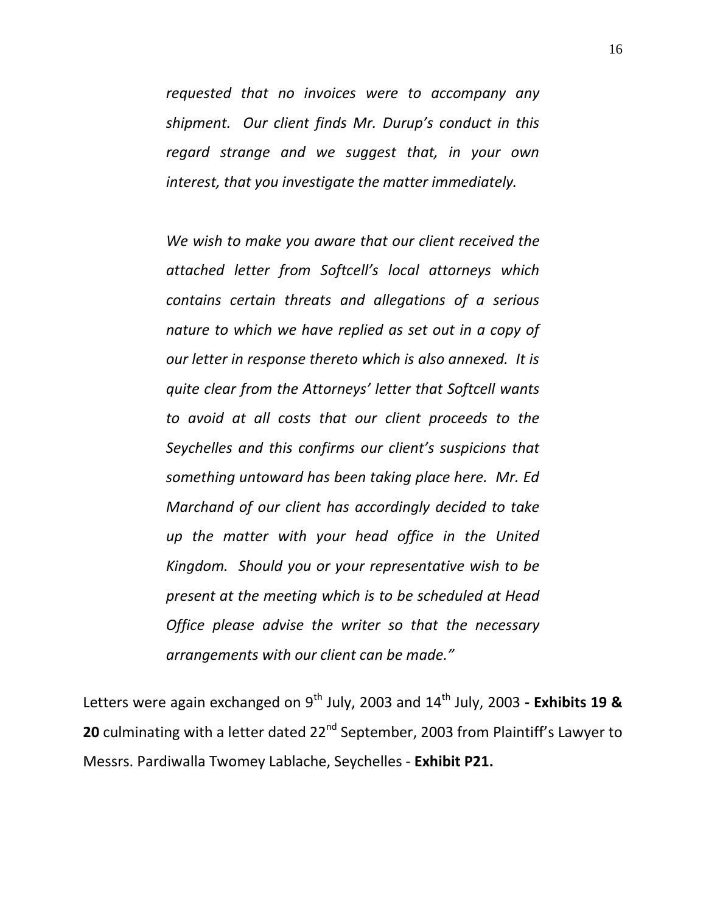> *requested that no invoices were to accompany any shipment. Our client finds Mr. Durup's conduct in this regard strange and we suggest that, in your own interest, that you investigate the matter immediately.*
>
> *We wish to make you aware that our client received the attached letter from Softcell's local attorneys which contains certain threats and allegations of a serious nature to which we have replied as set out in a copy of our letter in response thereto which is also annexed. It is quite clear from the Attorneys' letter that Softcell wants to avoid at all costs that our client proceeds to the Seychelles and this confirms our client's suspicions that something untoward has been taking place here. Mr. Ed Marchand of our client has accordingly decided to take up the matter with your head office in the United Kingdom. Should you or your representative wish to be present at the meeting which is to be scheduled at Head Office please advise the writer so that the necessary arrangements with our client can be made."*

Letters were again exchanged on 9th July, 2003 and 14th July, 2003 **- Exhibits 19 & 20** culminating with a letter dated 22nd September, 2003 from Plaintiff's Lawyer to Messrs. Pardiwalla Twomey Lablache, Seychelles - **Exhibit P21.**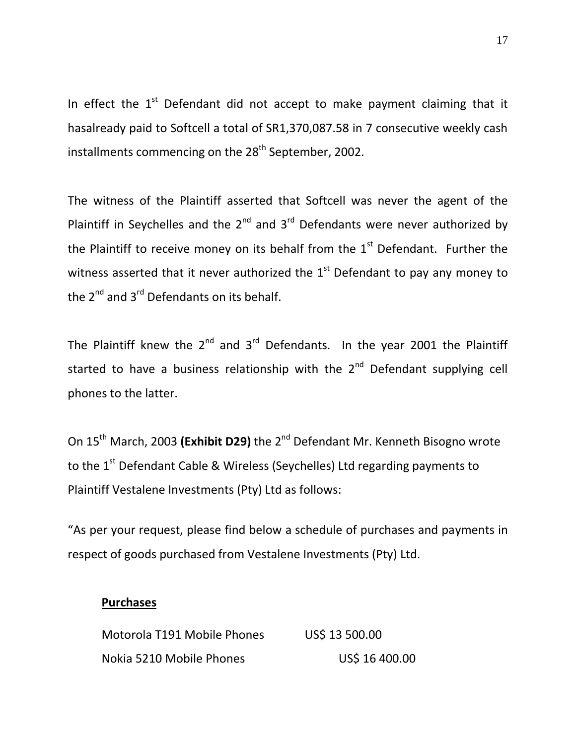In effect the 1st Defendant did not accept to make payment claiming that it hasalready paid to Softcell a total of SR1,370,087.58 in 7 consecutive weekly cash installments commencing on the 28th September, 2002.

The witness of the Plaintiff asserted that Softcell was never the agent of the Plaintiff in Seychelles and the 2nd and 3rd Defendants were never authorized by the Plaintiff to receive money on its behalf from the 1st Defendant. Further the witness asserted that it never authorized the 1st Defendant to pay any money to the 2nd and 3rd Defendants on its behalf.

The Plaintiff knew the 2nd and 3rd Defendants. In the year 2001 the Plaintiff started to have a business relationship with the 2nd Defendant supplying cell phones to the latter.

On 15th March, 2003 **(Exhibit D29)** the 2nd Defendant Mr. Kenneth Bisogno wrote to the 1st Defendant Cable & Wireless (Seychelles) Ltd regarding payments to Plaintiff Vestalene Investments (Pty) Ltd as follows:

"As per your request, please find below a schedule of purchases and payments in respect of goods purchased from Vestalene Investments (Pty) Ltd.

**Purchases**

| | |
|---|---|
| Motorola T191 Mobile Phones | US$ 13 500.00 |
| Nokia 5210 Mobile Phones | US$ 16 400.00 |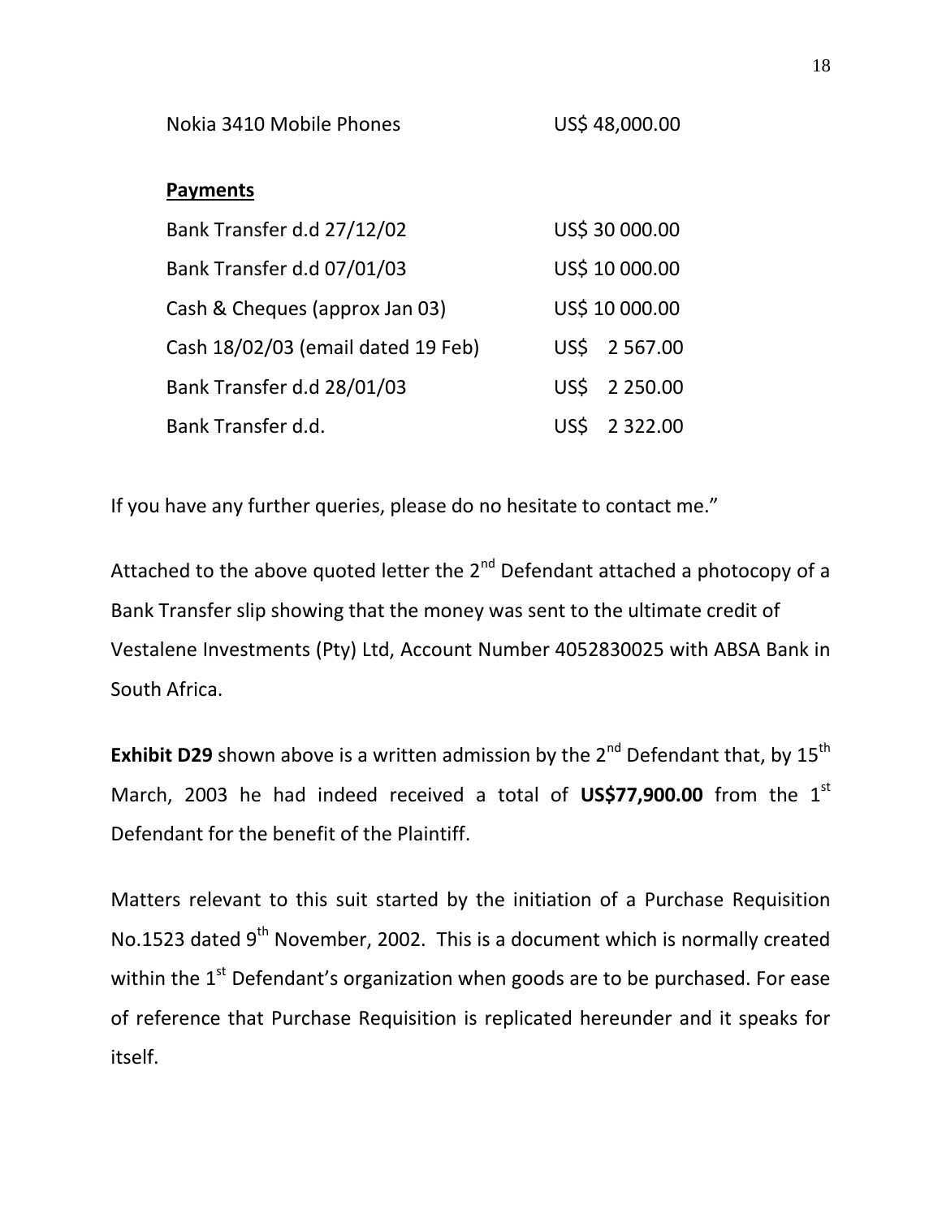| | |
|---|---|
| Nokia 3410 Mobile Phones | US$ 48,000.00 |

**Payments**

| | |
|---|---|
| Bank Transfer d.d 27/12/02 | US$ 30 000.00 |
| Bank Transfer d.d 07/01/03 | US$ 10 000.00 |
| Cash & Cheques (approx Jan 03) | US$ 10 000.00 |
| Cash 18/02/03 (email dated 19 Feb) | US$ 2 567.00 |
| Bank Transfer d.d 28/01/03 | US$ 2 250.00 |
| Bank Transfer d.d. | US$ 2 322.00 |

If you have any further queries, please do no hesitate to contact me."

Attached to the above quoted letter the 2nd Defendant attached a photocopy of a Bank Transfer slip showing that the money was sent to the ultimate credit of Vestalene Investments (Pty) Ltd, Account Number 4052830025 with ABSA Bank in South Africa.

**Exhibit D29** shown above is a written admission by the 2nd Defendant that, by 15th March, 2003 he had indeed received a total of **US$77,900.00** from the 1st Defendant for the benefit of the Plaintiff.

Matters relevant to this suit started by the initiation of a Purchase Requisition No.1523 dated 9th November, 2002. This is a document which is normally created within the 1st Defendant's organization when goods are to be purchased. For ease of reference that Purchase Requisition is replicated hereunder and it speaks for itself.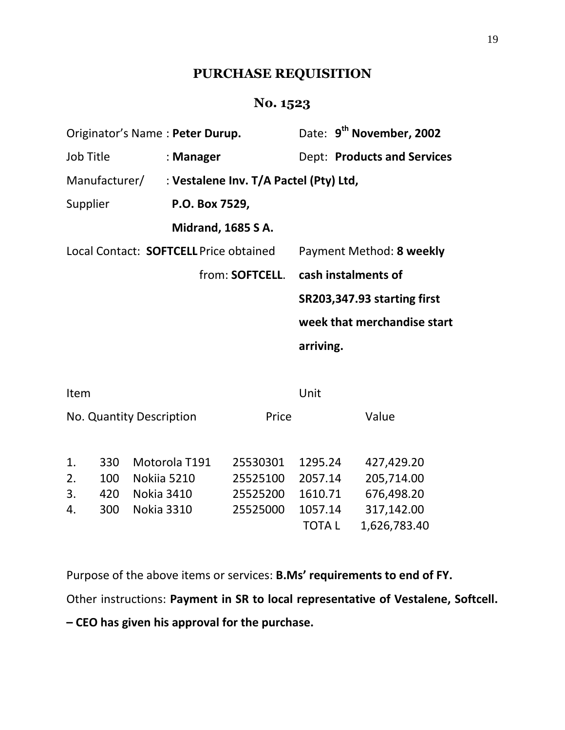# PURCHASE REQUISITION

## No. 1523

Originator's Name : **Peter Durup.** Date: **9th November, 2002**

Job Title : **Manager** Dept: **Products and Services**

Manufacturer/ Supplier : **Vestalene Inv. T/A Pactel (Pty) Ltd, P.O. Box 7529, Midrand, 1685 S A.**

Local Contact: **SOFTCELL** Price obtained from: **SOFTCELL**. Payment Method: **8 weekly cash instalments of SR203,347.93 starting first week that merchandise start arriving.**

| Item No. | Quantity | Description | | Unit Price | Value |
|---|---|---|---|---|---|
| 1. | 330 | Motorola T191 | 25530301 | 1295.24 | 427,429.20 |
| 2. | 100 | Nokiia 5210 | 25525100 | 2057.14 | 205,714.00 |
| 3. | 420 | Nokia 3410 | 25525200 | 1610.71 | 676,498.20 |
| 4. | 300 | Nokia 3310 | 25525000 | 1057.14 | 317,142.00 |
| | | | | TOTA L | 1,626,783.40 |

Purpose of the above items or services: **B.Ms' requirements to end of FY.**

Other instructions: **Payment in SR to local representative of Vestalene, Softcell. – CEO has given his approval for the purchase.**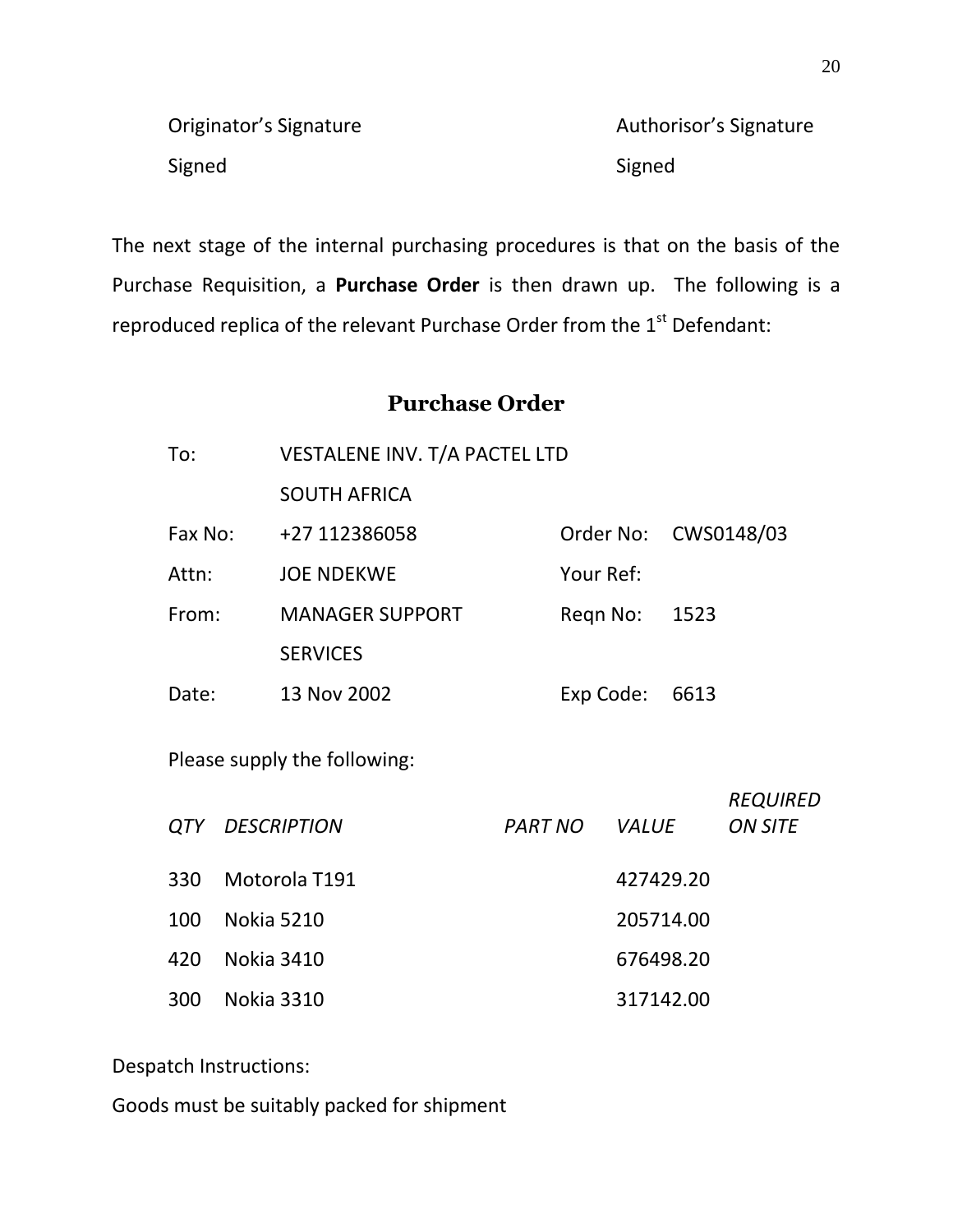| Originator's Signature | Authorisor's Signature |
| --- | --- |
| Signed | Signed |

The next stage of the internal purchasing procedures is that on the basis of the Purchase Requisition, a **Purchase Order** is then drawn up. The following is a reproduced replica of the relevant Purchase Order from the 1st Defendant:

## Purchase Order

| | | | |
| --- | --- | --- | --- |
| To: | VESTALENE INV. T/A PACTEL LTD<br>SOUTH AFRICA | | |
| Fax No: | +27 112386058 | Order No: | CWS0148/03 |
| Attn: | JOE NDEKWE | Your Ref: | |
| From: | MANAGER SUPPORT SERVICES | Reqn No: | 1523 |
| Date: | 13 Nov 2002 | Exp Code: | 6613 |

Please supply the following:

| *QTY* | *DESCRIPTION* | *PART NO* | *VALUE* | *REQUIRED ON SITE* |
| --- | --- | --- | --- | --- |
| 330 | Motorola T191 | | 427429.20 | |
| 100 | Nokia 5210 | | 205714.00 | |
| 420 | Nokia 3410 | | 676498.20 | |
| 300 | Nokia 3310 | | 317142.00 | |

Despatch Instructions:

Goods must be suitably packed for shipment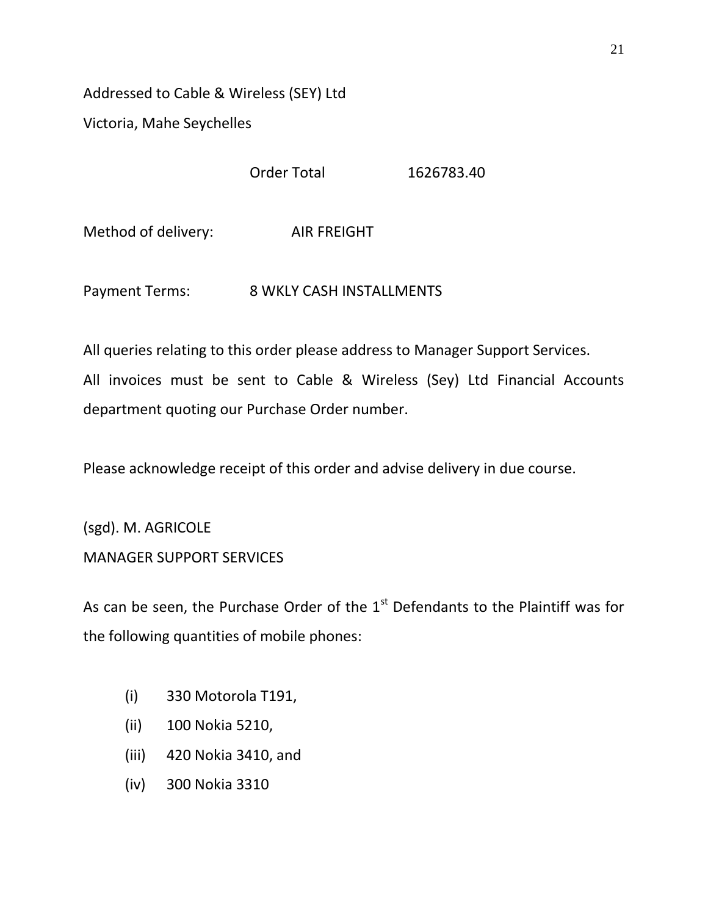Addressed to Cable & Wireless (SEY) Ltd
Victoria, Mahe Seychelles

Order Total 1626783.40

Method of delivery: AIR FREIGHT

Payment Terms: 8 WKLY CASH INSTALLMENTS

All queries relating to this order please address to Manager Support Services.
All invoices must be sent to Cable & Wireless (Sey) Ltd Financial Accounts department quoting our Purchase Order number.

Please acknowledge receipt of this order and advise delivery in due course.

(sgd). M. AGRICOLE
MANAGER SUPPORT SERVICES

As can be seen, the Purchase Order of the 1st Defendants to the Plaintiff was for the following quantities of mobile phones:

(i) 330 Motorola T191,
(ii) 100 Nokia 5210,
(iii) 420 Nokia 3410, and
(iv) 300 Nokia 3310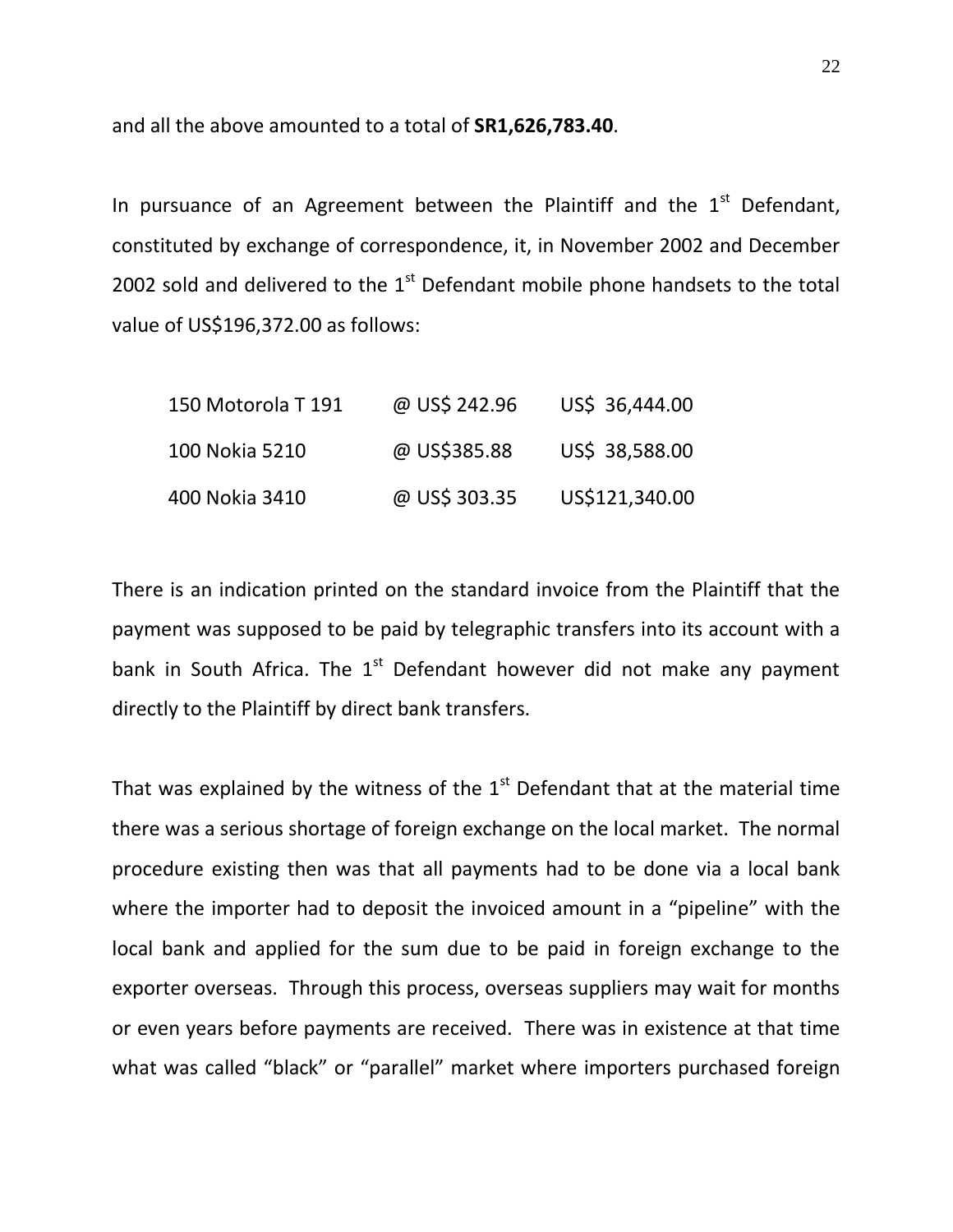and all the above amounted to a total of **SR1,626,783.40**.

In pursuance of an Agreement between the Plaintiff and the 1st Defendant, constituted by exchange of correspondence, it, in November 2002 and December 2002 sold and delivered to the 1st Defendant mobile phone handsets to the total value of US$196,372.00 as follows:

| | | |
|---|---|---|
| 150 Motorola T 191 | @ US$ 242.96 | US$ 36,444.00 |
| 100 Nokia 5210 | @ US$385.88 | US$ 38,588.00 |
| 400 Nokia 3410 | @ US$ 303.35 | US$121,340.00 |

There is an indication printed on the standard invoice from the Plaintiff that the payment was supposed to be paid by telegraphic transfers into its account with a bank in South Africa. The 1st Defendant however did not make any payment directly to the Plaintiff by direct bank transfers.

That was explained by the witness of the 1st Defendant that at the material time there was a serious shortage of foreign exchange on the local market. The normal procedure existing then was that all payments had to be done via a local bank where the importer had to deposit the invoiced amount in a "pipeline" with the local bank and applied for the sum due to be paid in foreign exchange to the exporter overseas. Through this process, overseas suppliers may wait for months or even years before payments are received. There was in existence at that time what was called "black" or "parallel" market where importers purchased foreign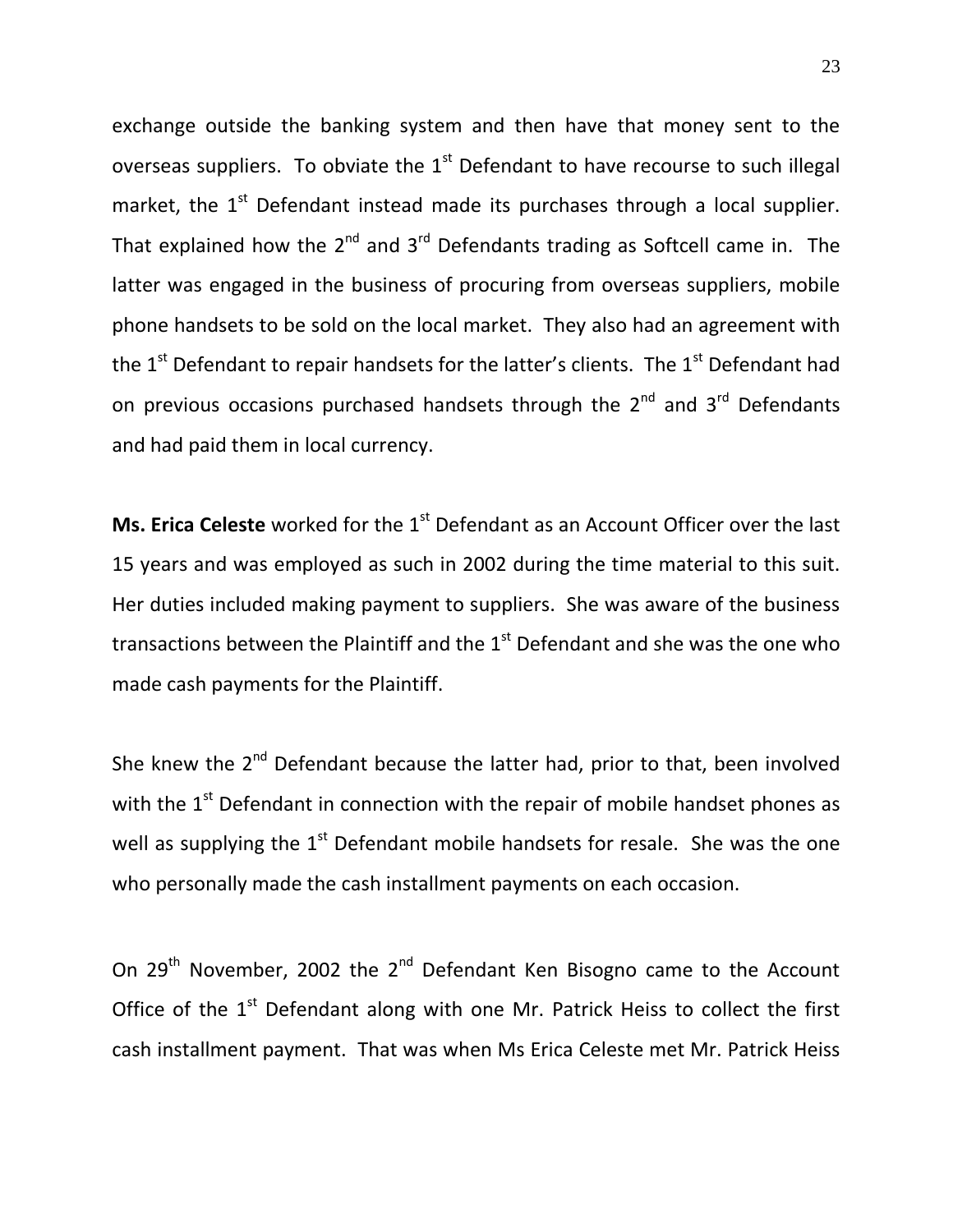exchange outside the banking system and then have that money sent to the overseas suppliers. To obviate the 1st Defendant to have recourse to such illegal market, the 1st Defendant instead made its purchases through a local supplier. That explained how the 2nd and 3rd Defendants trading as Softcell came in. The latter was engaged in the business of procuring from overseas suppliers, mobile phone handsets to be sold on the local market. They also had an agreement with the 1st Defendant to repair handsets for the latter's clients. The 1st Defendant had on previous occasions purchased handsets through the 2nd and 3rd Defendants and had paid them in local currency.

**Ms. Erica Celeste** worked for the 1st Defendant as an Account Officer over the last 15 years and was employed as such in 2002 during the time material to this suit. Her duties included making payment to suppliers. She was aware of the business transactions between the Plaintiff and the 1st Defendant and she was the one who made cash payments for the Plaintiff.

She knew the 2nd Defendant because the latter had, prior to that, been involved with the 1st Defendant in connection with the repair of mobile handset phones as well as supplying the 1st Defendant mobile handsets for resale. She was the one who personally made the cash installment payments on each occasion.

On 29th November, 2002 the 2nd Defendant Ken Bisogno came to the Account Office of the 1st Defendant along with one Mr. Patrick Heiss to collect the first cash installment payment. That was when Ms Erica Celeste met Mr. Patrick Heiss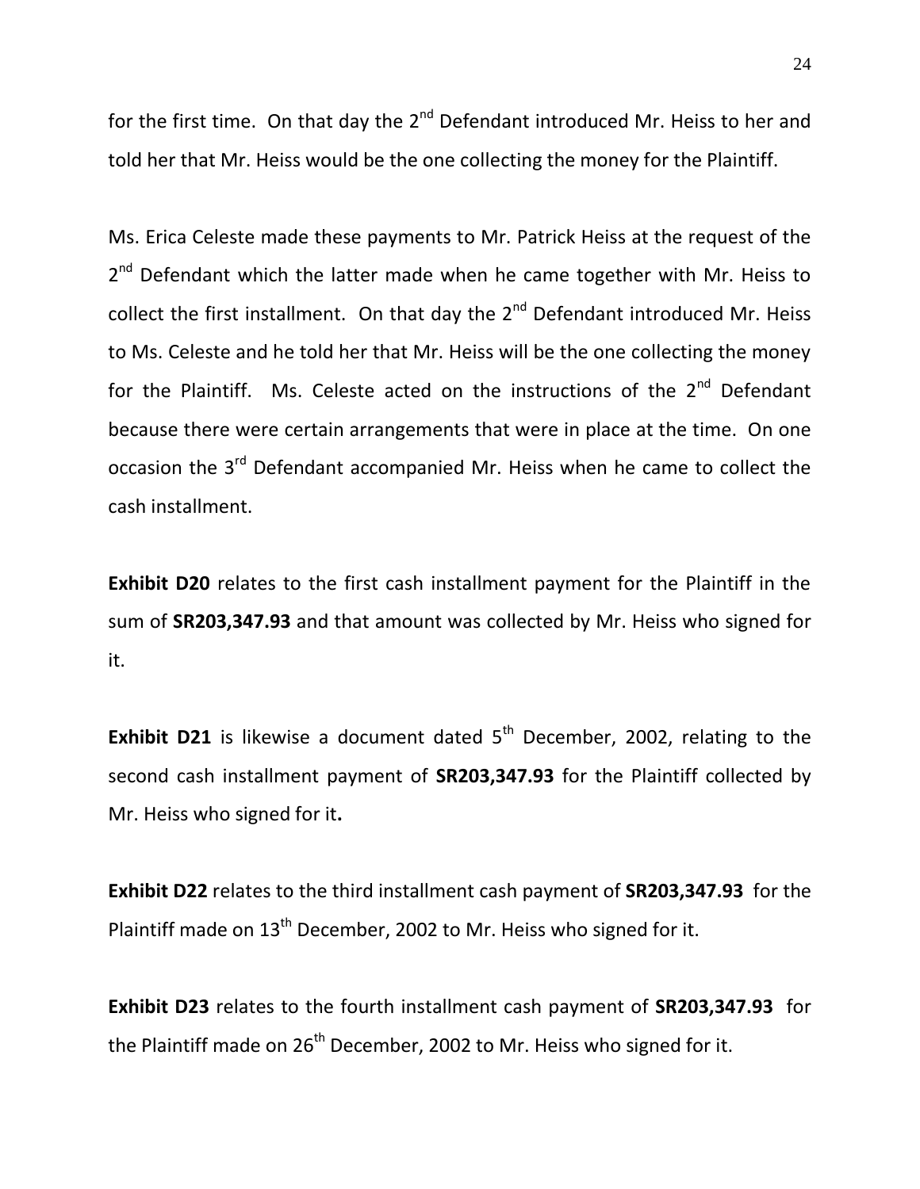for the first time. On that day the 2nd Defendant introduced Mr. Heiss to her and told her that Mr. Heiss would be the one collecting the money for the Plaintiff.

Ms. Erica Celeste made these payments to Mr. Patrick Heiss at the request of the 2nd Defendant which the latter made when he came together with Mr. Heiss to collect the first installment. On that day the 2nd Defendant introduced Mr. Heiss to Ms. Celeste and he told her that Mr. Heiss will be the one collecting the money for the Plaintiff. Ms. Celeste acted on the instructions of the 2nd Defendant because there were certain arrangements that were in place at the time. On one occasion the 3rd Defendant accompanied Mr. Heiss when he came to collect the cash installment.

**Exhibit D20** relates to the first cash installment payment for the Plaintiff in the sum of **SR203,347.93** and that amount was collected by Mr. Heiss who signed for it.

**Exhibit D21** is likewise a document dated 5th December, 2002, relating to the second cash installment payment of **SR203,347.93** for the Plaintiff collected by Mr. Heiss who signed for it**.**

**Exhibit D22** relates to the third installment cash payment of **SR203,347.93** for the Plaintiff made on 13th December, 2002 to Mr. Heiss who signed for it.

**Exhibit D23** relates to the fourth installment cash payment of **SR203,347.93** for the Plaintiff made on 26th December, 2002 to Mr. Heiss who signed for it.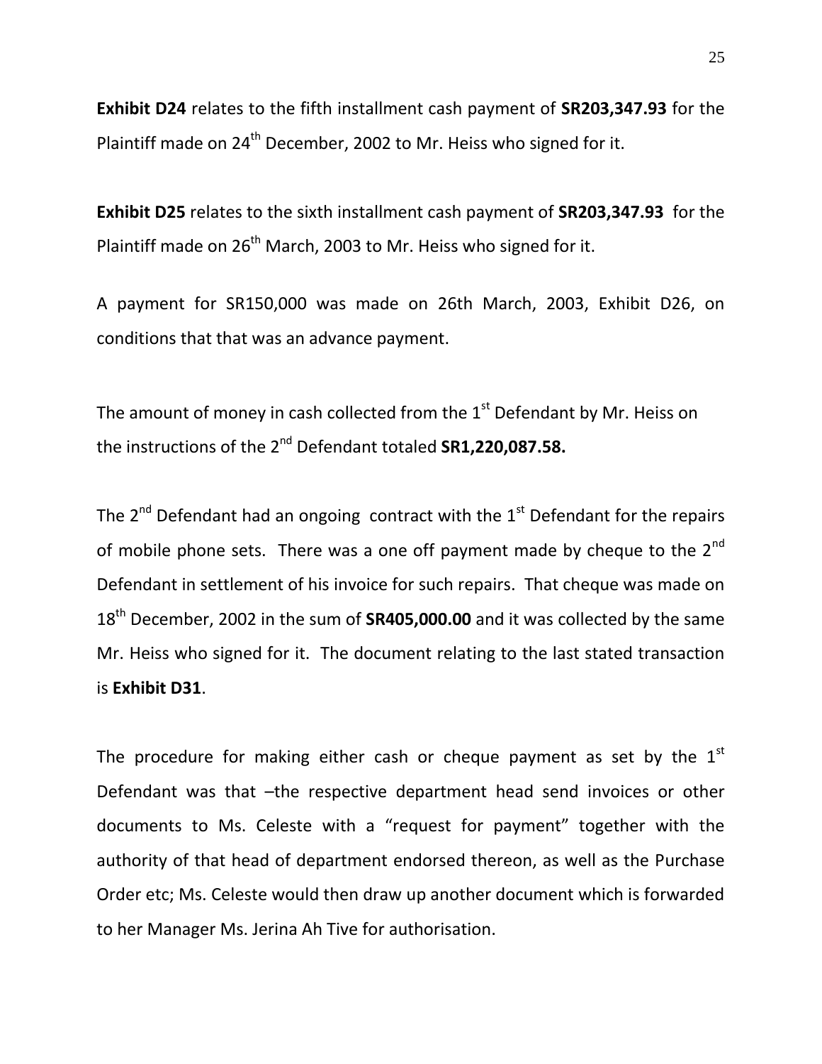**Exhibit D24** relates to the fifth installment cash payment of **SR203,347.93** for the Plaintiff made on 24th December, 2002 to Mr. Heiss who signed for it.

**Exhibit D25** relates to the sixth installment cash payment of **SR203,347.93** for the Plaintiff made on 26th March, 2003 to Mr. Heiss who signed for it.

A payment for SR150,000 was made on 26th March, 2003, Exhibit D26, on conditions that that was an advance payment.

The amount of money in cash collected from the 1st Defendant by Mr. Heiss on the instructions of the 2nd Defendant totaled **SR1,220,087.58.**

The 2nd Defendant had an ongoing contract with the 1st Defendant for the repairs of mobile phone sets. There was a one off payment made by cheque to the 2nd Defendant in settlement of his invoice for such repairs. That cheque was made on 18th December, 2002 in the sum of **SR405,000.00** and it was collected by the same Mr. Heiss who signed for it. The document relating to the last stated transaction is **Exhibit D31**.

The procedure for making either cash or cheque payment as set by the 1st Defendant was that –the respective department head send invoices or other documents to Ms. Celeste with a "request for payment" together with the authority of that head of department endorsed thereon, as well as the Purchase Order etc; Ms. Celeste would then draw up another document which is forwarded to her Manager Ms. Jerina Ah Tive for authorisation.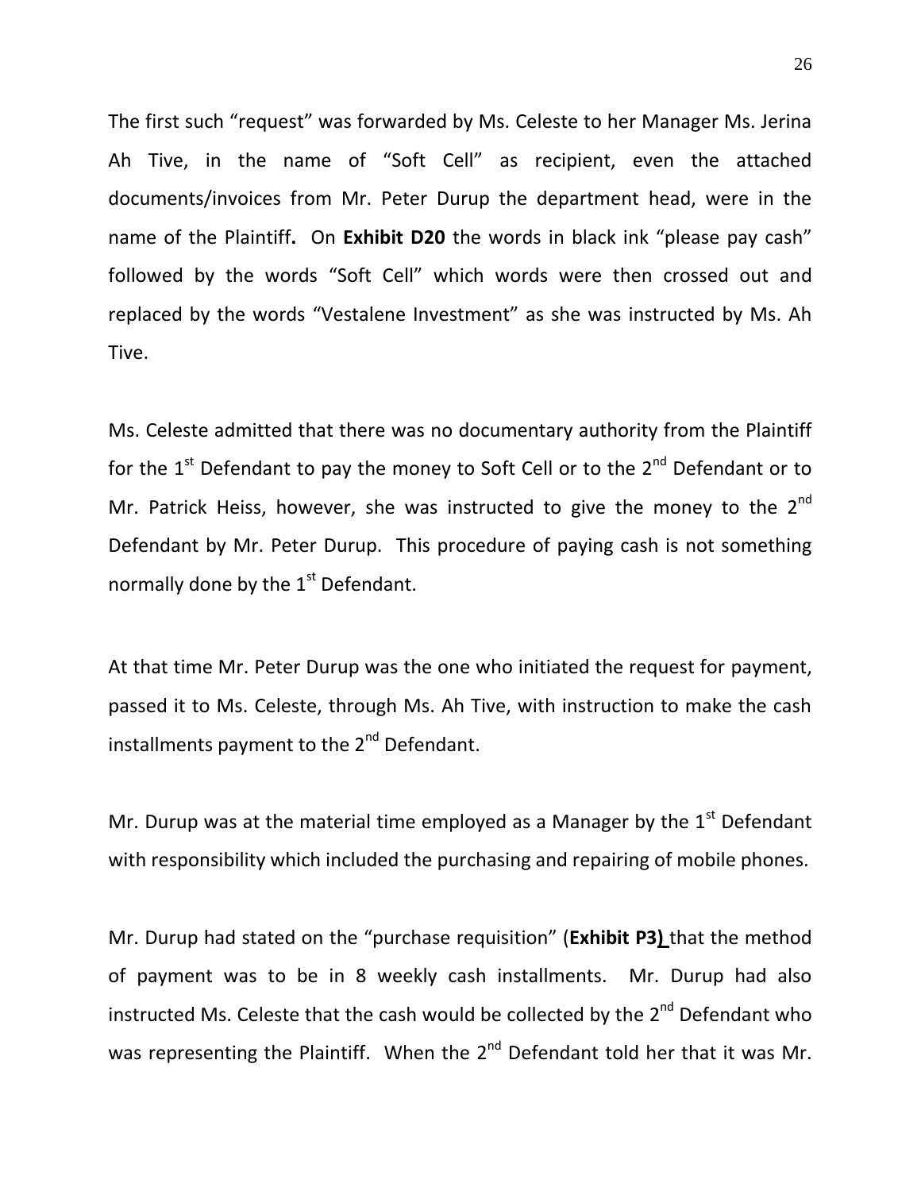The first such "request" was forwarded by Ms. Celeste to her Manager Ms. Jerina Ah Tive, in the name of "Soft Cell" as recipient, even the attached documents/invoices from Mr. Peter Durup the department head, were in the name of the Plaintiff**.** On **Exhibit D20** the words in black ink "please pay cash" followed by the words "Soft Cell" which words were then crossed out and replaced by the words "Vestalene Investment" as she was instructed by Ms. Ah Tive.

Ms. Celeste admitted that there was no documentary authority from the Plaintiff for the 1st Defendant to pay the money to Soft Cell or to the 2nd Defendant or to Mr. Patrick Heiss, however, she was instructed to give the money to the 2nd Defendant by Mr. Peter Durup. This procedure of paying cash is not something normally done by the 1st Defendant.

At that time Mr. Peter Durup was the one who initiated the request for payment, passed it to Ms. Celeste, through Ms. Ah Tive, with instruction to make the cash installments payment to the 2nd Defendant.

Mr. Durup was at the material time employed as a Manager by the 1st Defendant with responsibility which included the purchasing and repairing of mobile phones.

Mr. Durup had stated on the "purchase requisition" (**Exhibit P3)** that the method of payment was to be in 8 weekly cash installments. Mr. Durup had also instructed Ms. Celeste that the cash would be collected by the 2nd Defendant who was representing the Plaintiff. When the 2nd Defendant told her that it was Mr.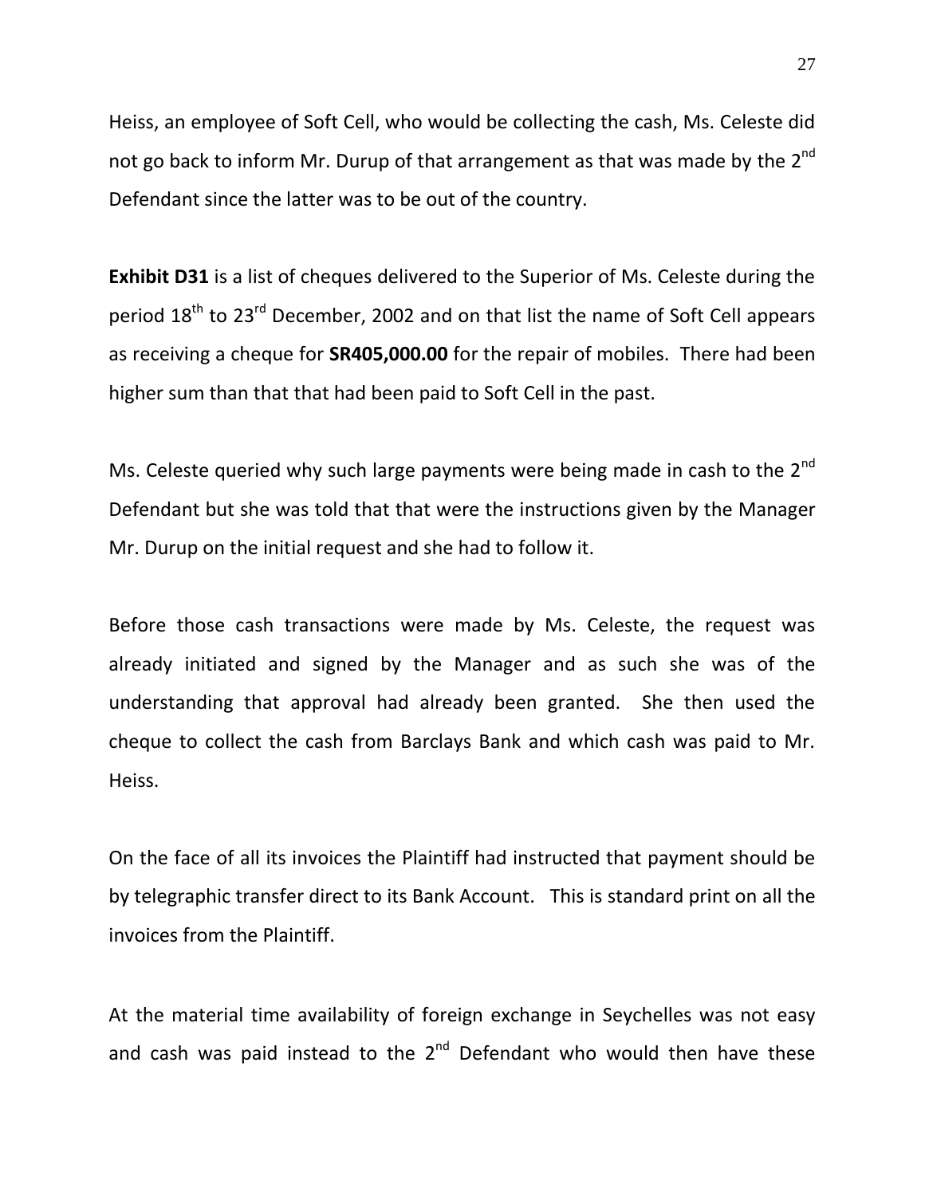Heiss, an employee of Soft Cell, who would be collecting the cash, Ms. Celeste did not go back to inform Mr. Durup of that arrangement as that was made by the 2nd Defendant since the latter was to be out of the country.

**Exhibit D31** is a list of cheques delivered to the Superior of Ms. Celeste during the period 18th to 23rd December, 2002 and on that list the name of Soft Cell appears as receiving a cheque for **SR405,000.00** for the repair of mobiles. There had been higher sum than that that had been paid to Soft Cell in the past.

Ms. Celeste queried why such large payments were being made in cash to the 2nd Defendant but she was told that that were the instructions given by the Manager Mr. Durup on the initial request and she had to follow it.

Before those cash transactions were made by Ms. Celeste, the request was already initiated and signed by the Manager and as such she was of the understanding that approval had already been granted. She then used the cheque to collect the cash from Barclays Bank and which cash was paid to Mr. Heiss.

On the face of all its invoices the Plaintiff had instructed that payment should be by telegraphic transfer direct to its Bank Account. This is standard print on all the invoices from the Plaintiff.

At the material time availability of foreign exchange in Seychelles was not easy and cash was paid instead to the 2nd Defendant who would then have these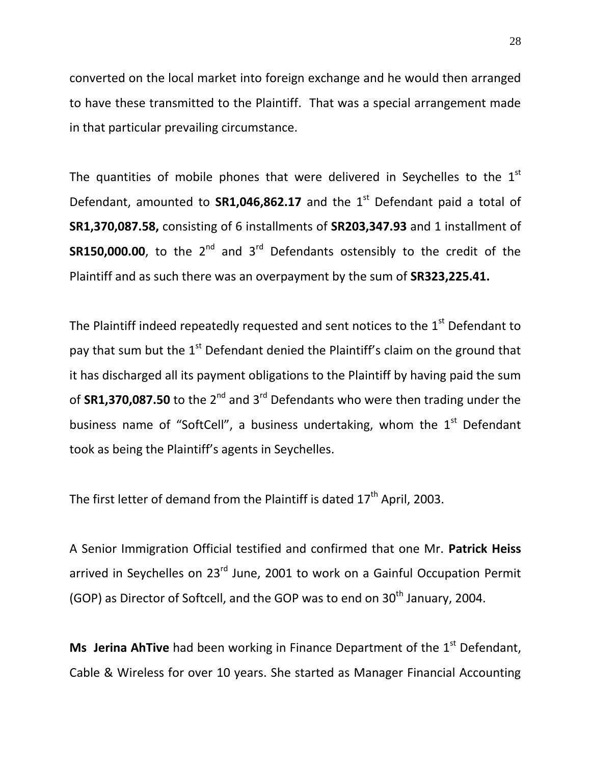converted on the local market into foreign exchange and he would then arranged to have these transmitted to the Plaintiff. That was a special arrangement made in that particular prevailing circumstance.

The quantities of mobile phones that were delivered in Seychelles to the 1st Defendant, amounted to **SR1,046,862.17** and the 1st Defendant paid a total of **SR1,370,087.58,** consisting of 6 installments of **SR203,347.93** and 1 installment of **SR150,000.00**, to the 2nd and 3rd Defendants ostensibly to the credit of the Plaintiff and as such there was an overpayment by the sum of **SR323,225.41.**

The Plaintiff indeed repeatedly requested and sent notices to the 1st Defendant to pay that sum but the 1st Defendant denied the Plaintiff's claim on the ground that it has discharged all its payment obligations to the Plaintiff by having paid the sum of **SR1,370,087.50** to the 2nd and 3rd Defendants who were then trading under the business name of "SoftCell", a business undertaking, whom the 1st Defendant took as being the Plaintiff's agents in Seychelles.

The first letter of demand from the Plaintiff is dated 17th April, 2003.

A Senior Immigration Official testified and confirmed that one Mr. **Patrick Heiss** arrived in Seychelles on 23rd June, 2001 to work on a Gainful Occupation Permit (GOP) as Director of Softcell, and the GOP was to end on 30th January, 2004.

**Ms Jerina AhTive** had been working in Finance Department of the 1st Defendant, Cable & Wireless for over 10 years. She started as Manager Financial Accounting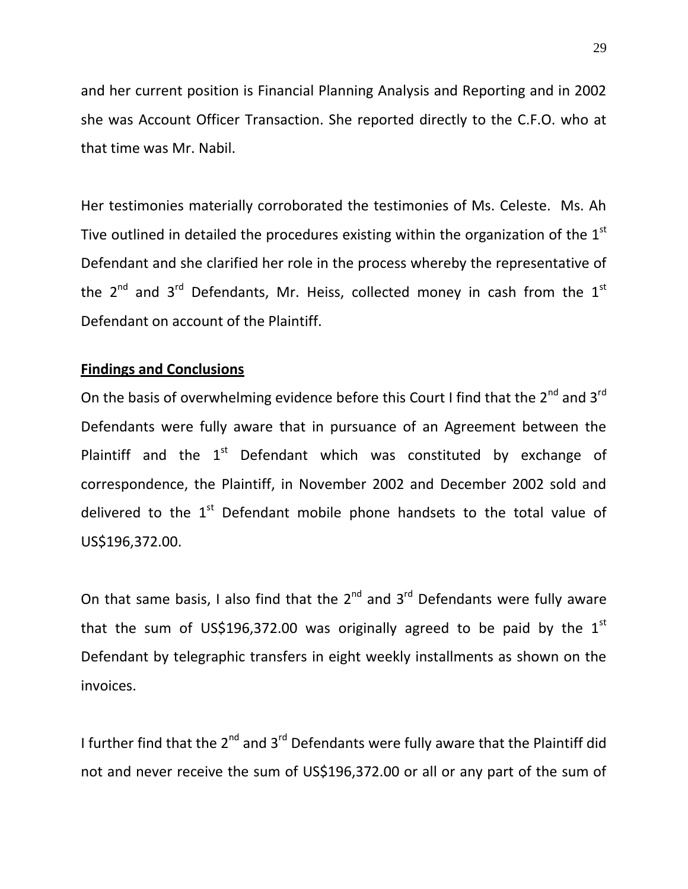and her current position is Financial Planning Analysis and Reporting and in 2002 she was Account Officer Transaction. She reported directly to the C.F.O. who at that time was Mr. Nabil.

Her testimonies materially corroborated the testimonies of Ms. Celeste. Ms. Ah Tive outlined in detailed the procedures existing within the organization of the 1st Defendant and she clarified her role in the process whereby the representative of the 2nd and 3rd Defendants, Mr. Heiss, collected money in cash from the 1st Defendant on account of the Plaintiff.

**Findings and Conclusions**

On the basis of overwhelming evidence before this Court I find that the 2nd and 3rd Defendants were fully aware that in pursuance of an Agreement between the Plaintiff and the 1st Defendant which was constituted by exchange of correspondence, the Plaintiff, in November 2002 and December 2002 sold and delivered to the 1st Defendant mobile phone handsets to the total value of US$196,372.00.

On that same basis, I also find that the 2nd and 3rd Defendants were fully aware that the sum of US$196,372.00 was originally agreed to be paid by the 1st Defendant by telegraphic transfers in eight weekly installments as shown on the invoices.

I further find that the 2nd and 3rd Defendants were fully aware that the Plaintiff did not and never receive the sum of US$196,372.00 or all or any part of the sum of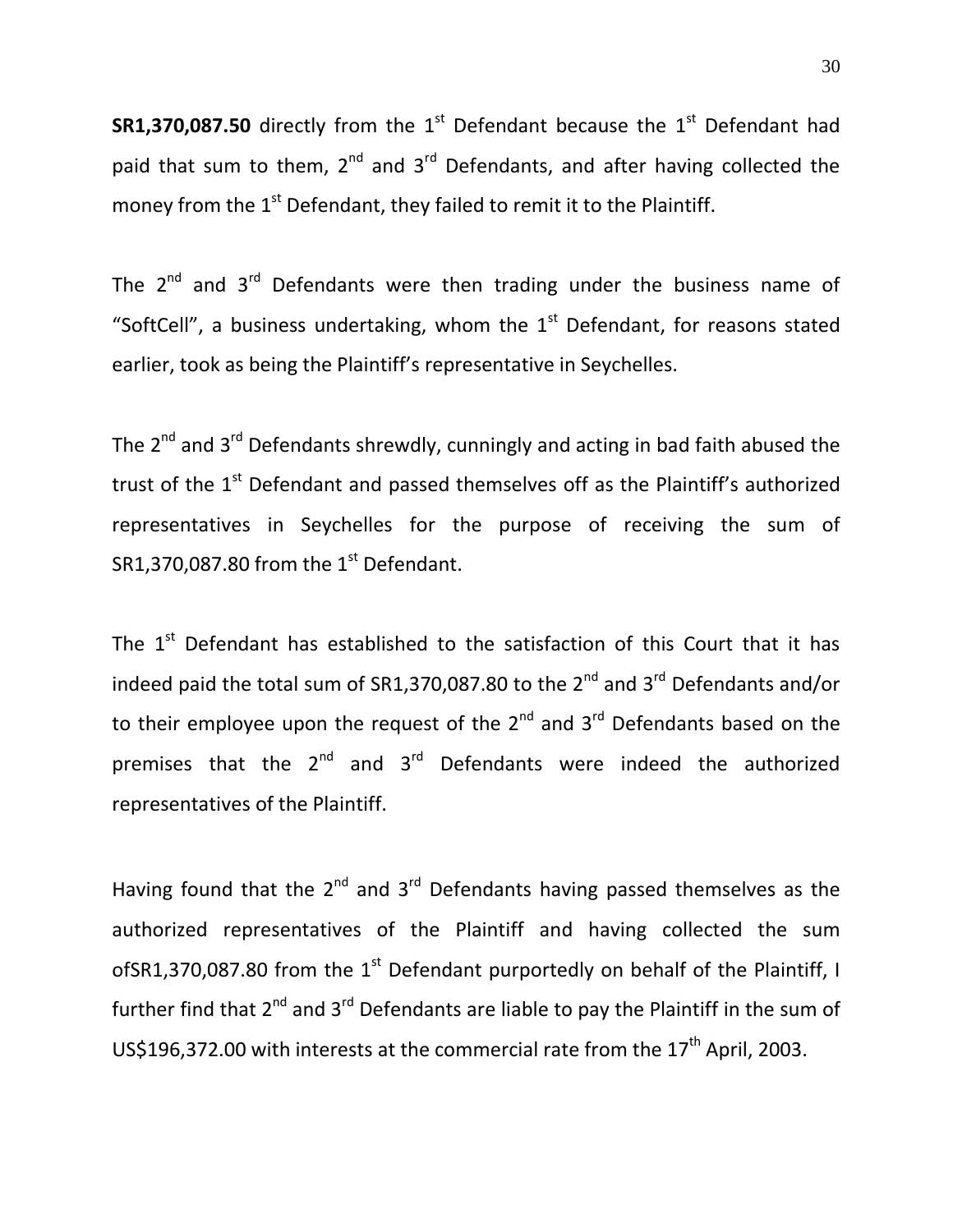**SR1,370,087.50** directly from the 1st Defendant because the 1st Defendant had paid that sum to them, 2nd and 3rd Defendants, and after having collected the money from the 1st Defendant, they failed to remit it to the Plaintiff.

The 2nd and 3rd Defendants were then trading under the business name of "SoftCell", a business undertaking, whom the 1st Defendant, for reasons stated earlier, took as being the Plaintiff's representative in Seychelles.

The 2nd and 3rd Defendants shrewdly, cunningly and acting in bad faith abused the trust of the 1st Defendant and passed themselves off as the Plaintiff's authorized representatives in Seychelles for the purpose of receiving the sum of SR1,370,087.80 from the 1st Defendant.

The 1st Defendant has established to the satisfaction of this Court that it has indeed paid the total sum of SR1,370,087.80 to the 2nd and 3rd Defendants and/or to their employee upon the request of the 2nd and 3rd Defendants based on the premises that the 2nd and 3rd Defendants were indeed the authorized representatives of the Plaintiff.

Having found that the 2nd and 3rd Defendants having passed themselves as the authorized representatives of the Plaintiff and having collected the sum ofSR1,370,087.80 from the 1st Defendant purportedly on behalf of the Plaintiff, I further find that 2nd and 3rd Defendants are liable to pay the Plaintiff in the sum of US$196,372.00 with interests at the commercial rate from the 17th April, 2003.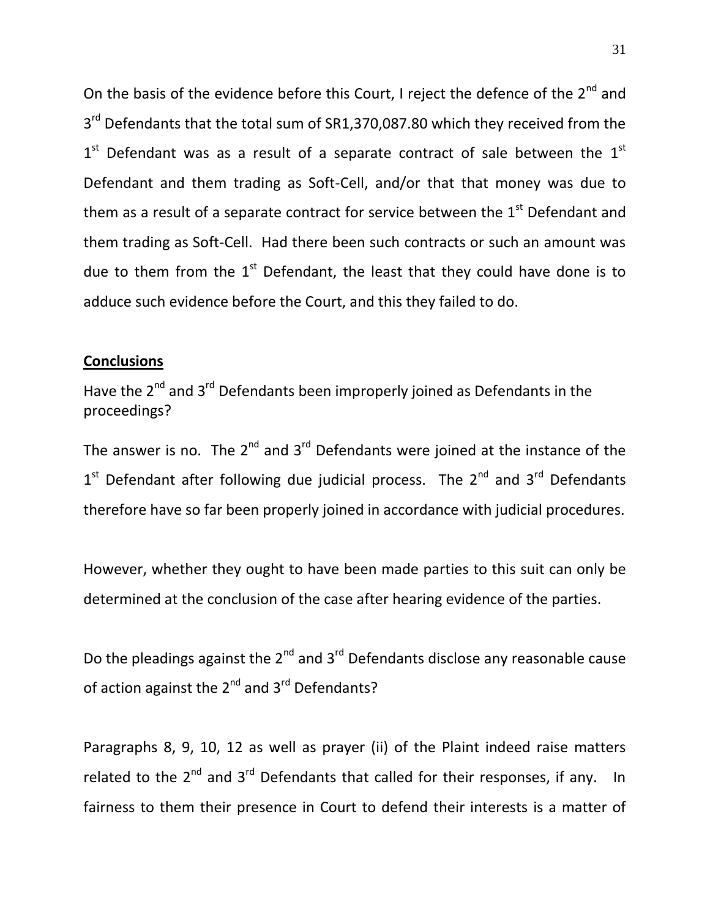On the basis of the evidence before this Court, I reject the defence of the 2nd and 3rd Defendants that the total sum of SR1,370,087.80 which they received from the 1st Defendant was as a result of a separate contract of sale between the 1st Defendant and them trading as Soft-Cell, and/or that that money was due to them as a result of a separate contract for service between the 1st Defendant and them trading as Soft-Cell. Had there been such contracts or such an amount was due to them from the 1st Defendant, the least that they could have done is to adduce such evidence before the Court, and this they failed to do.

**Conclusions**

Have the 2nd and 3rd Defendants been improperly joined as Defendants in the proceedings?

The answer is no. The 2nd and 3rd Defendants were joined at the instance of the 1st Defendant after following due judicial process. The 2nd and 3rd Defendants therefore have so far been properly joined in accordance with judicial procedures.

However, whether they ought to have been made parties to this suit can only be determined at the conclusion of the case after hearing evidence of the parties.

Do the pleadings against the 2nd and 3rd Defendants disclose any reasonable cause of action against the 2nd and 3rd Defendants?

Paragraphs 8, 9, 10, 12 as well as prayer (ii) of the Plaint indeed raise matters related to the 2nd and 3rd Defendants that called for their responses, if any. In fairness to them their presence in Court to defend their interests is a matter of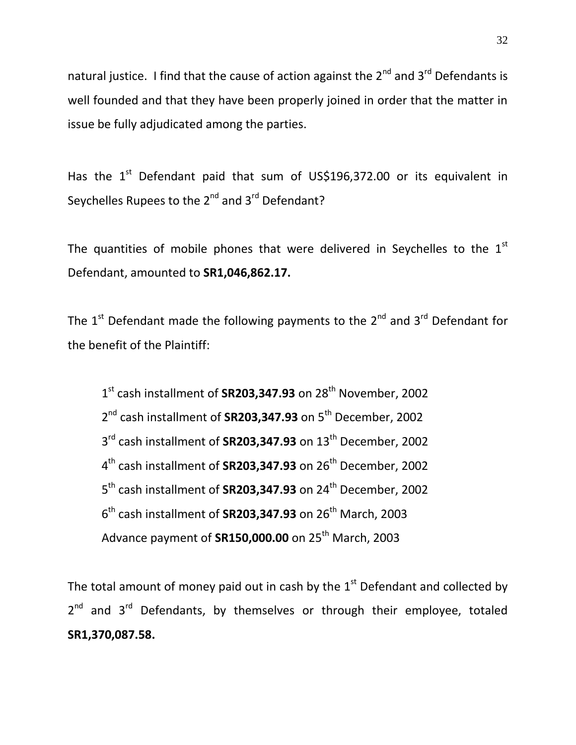natural justice. I find that the cause of action against the 2nd and 3rd Defendants is well founded and that they have been properly joined in order that the matter in issue be fully adjudicated among the parties.

Has the 1st Defendant paid that sum of US$196,372.00 or its equivalent in Seychelles Rupees to the 2nd and 3rd Defendant?

The quantities of mobile phones that were delivered in Seychelles to the 1st Defendant, amounted to **SR1,046,862.17.**

The 1st Defendant made the following payments to the 2nd and 3rd Defendant for the benefit of the Plaintiff:

1st cash installment of **SR203,347.93** on 28th November, 2002
2nd cash installment of **SR203,347.93** on 5th December, 2002
3rd cash installment of **SR203,347.93** on 13th December, 2002
4th cash installment of **SR203,347.93** on 26th December, 2002
5th cash installment of **SR203,347.93** on 24th December, 2002
6th cash installment of **SR203,347.93** on 26th March, 2003
Advance payment of **SR150,000.00** on 25th March, 2003

The total amount of money paid out in cash by the 1st Defendant and collected by 2nd and 3rd Defendants, by themselves or through their employee, totaled **SR1,370,087.58.**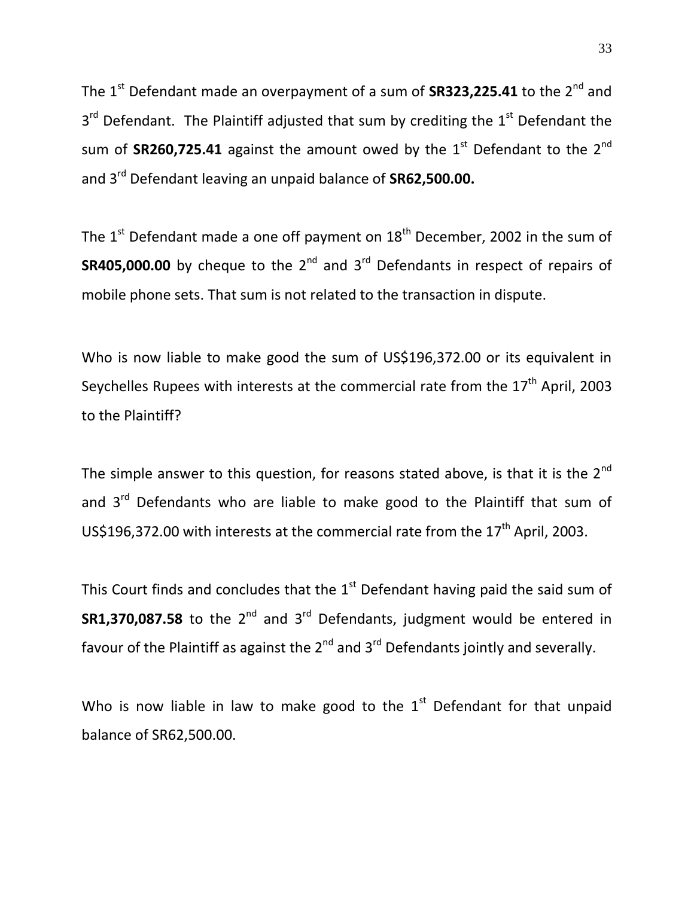The 1st Defendant made an overpayment of a sum of **SR323,225.41** to the 2nd and 3rd Defendant. The Plaintiff adjusted that sum by crediting the 1st Defendant the sum of **SR260,725.41** against the amount owed by the 1st Defendant to the 2nd and 3rd Defendant leaving an unpaid balance of **SR62,500.00.**

The 1st Defendant made a one off payment on 18th December, 2002 in the sum of **SR405,000.00** by cheque to the 2nd and 3rd Defendants in respect of repairs of mobile phone sets. That sum is not related to the transaction in dispute.

Who is now liable to make good the sum of US$196,372.00 or its equivalent in Seychelles Rupees with interests at the commercial rate from the 17th April, 2003 to the Plaintiff?

The simple answer to this question, for reasons stated above, is that it is the 2nd and 3rd Defendants who are liable to make good to the Plaintiff that sum of US$196,372.00 with interests at the commercial rate from the 17th April, 2003.

This Court finds and concludes that the 1st Defendant having paid the said sum of **SR1,370,087.58** to the 2nd and 3rd Defendants, judgment would be entered in favour of the Plaintiff as against the 2nd and 3rd Defendants jointly and severally.

Who is now liable in law to make good to the 1st Defendant for that unpaid balance of SR62,500.00.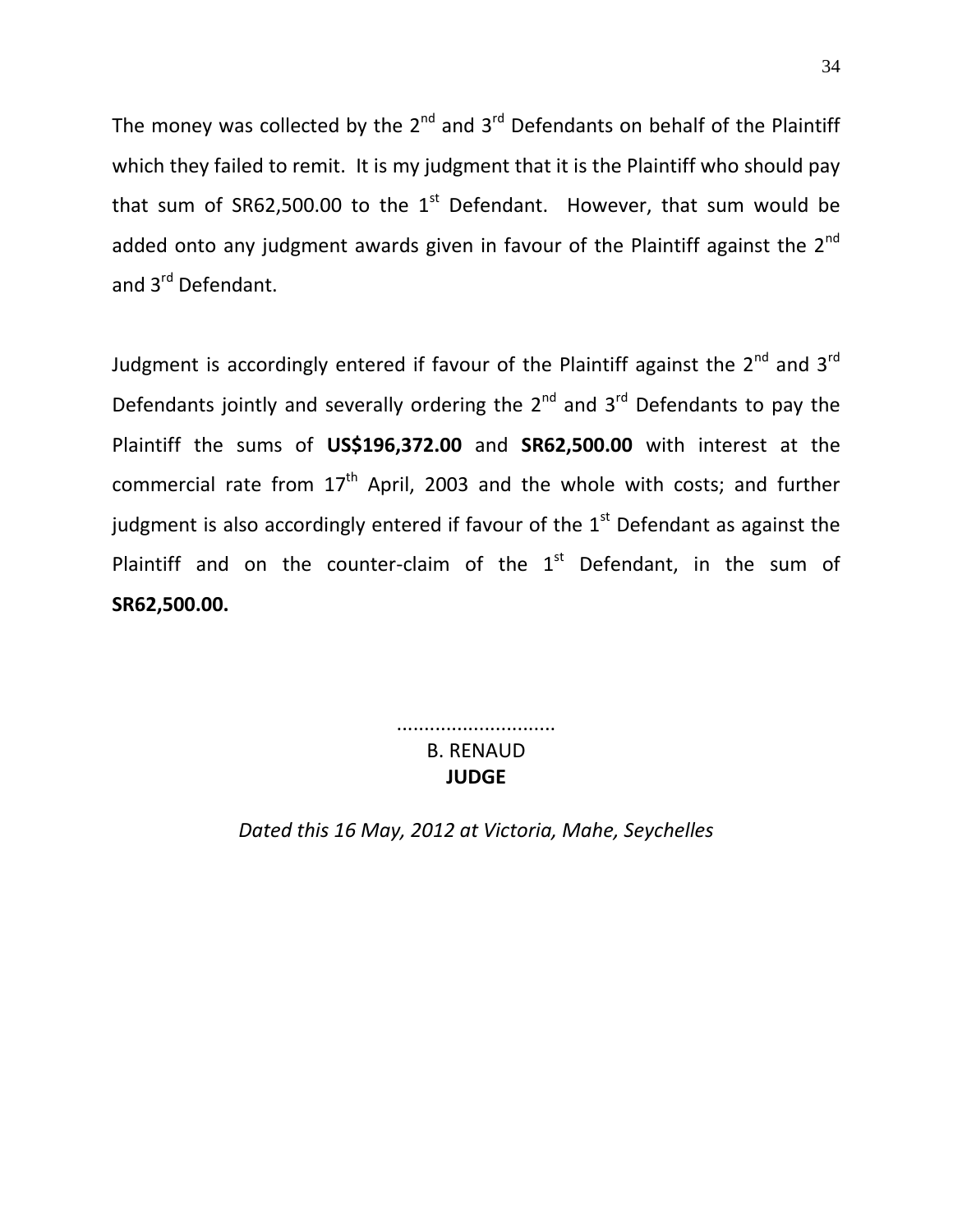The money was collected by the 2nd and 3rd Defendants on behalf of the Plaintiff which they failed to remit. It is my judgment that it is the Plaintiff who should pay that sum of SR62,500.00 to the 1st Defendant. However, that sum would be added onto any judgment awards given in favour of the Plaintiff against the 2nd and 3rd Defendant.

Judgment is accordingly entered if favour of the Plaintiff against the 2nd and 3rd Defendants jointly and severally ordering the 2nd and 3rd Defendants to pay the Plaintiff the sums of **US$196,372.00** and **SR62,500.00** with interest at the commercial rate from 17th April, 2003 and the whole with costs; and further judgment is also accordingly entered if favour of the 1st Defendant as against the Plaintiff and on the counter-claim of the 1st Defendant, in the sum of **SR62,500.00.**

............................

B. RENAUD

**JUDGE**

*Dated this 16 May, 2012 at Victoria, Mahe, Seychelles*